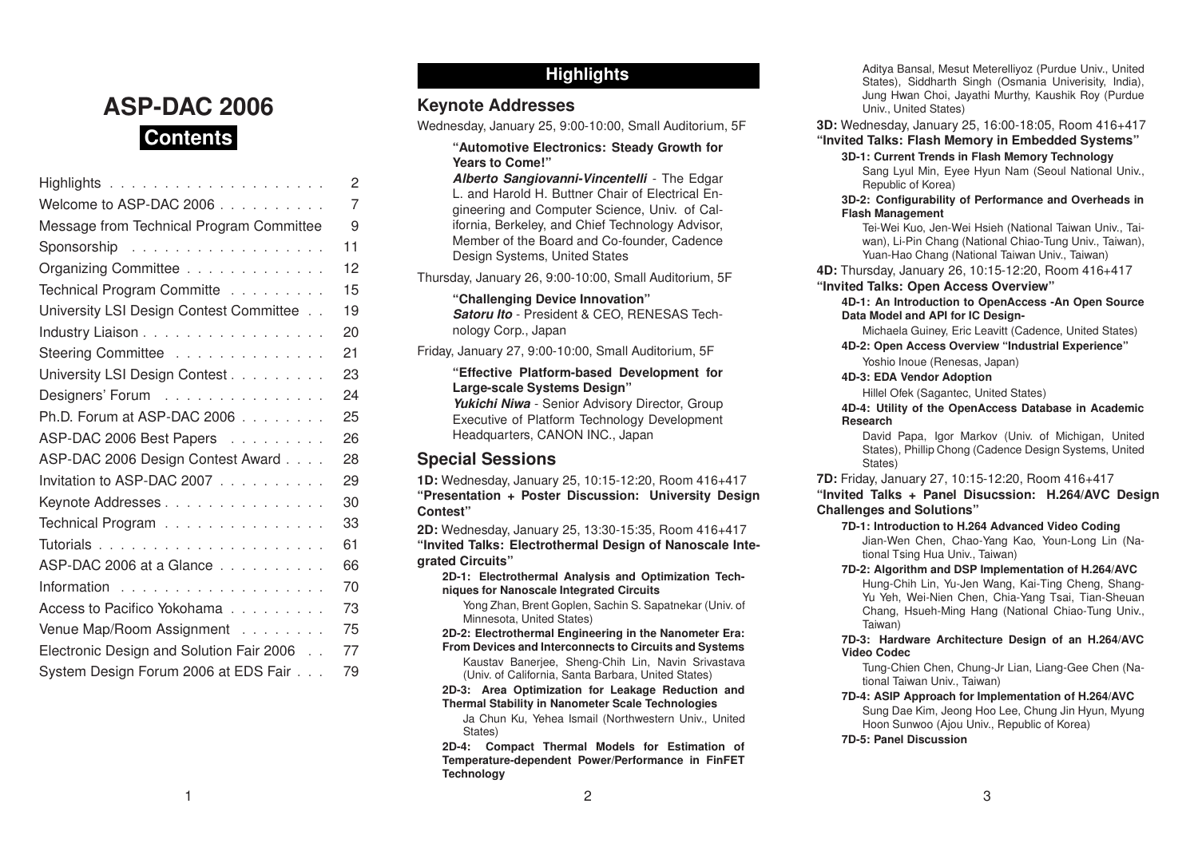# ASP-DAC 2006

## Contents

| | |
|---|---|
| Highlights | 2 |
| Welcome to ASP-DAC 2006 | 7 |
| Message from Technical Program Committee | 9 |
| Sponsorship | 11 |
| Organizing Committee | 12 |
| Technical Program Committe | 15 |
| University LSI Design Contest Committee | 19 |
| Industry Liaison | 20 |
| Steering Committee | 21 |
| University LSI Design Contest | 23 |
| Designers' Forum | 24 |
| Ph.D. Forum at ASP-DAC 2006 | 25 |
| ASP-DAC 2006 Best Papers | 26 |
| ASP-DAC 2006 Design Contest Award | 28 |
| Invitation to ASP-DAC 2007 | 29 |
| Keynote Addresses | 30 |
| Technical Program | 33 |
| Tutorials | 61 |
| ASP-DAC 2006 at a Glance | 66 |
| Information | 70 |
| Access to Pacifico Yokohama | 73 |
| Venue Map/Room Assignment | 75 |
| Electronic Design and Solution Fair 2006 | 77 |
| System Design Forum 2006 at EDS Fair | 79 |

## Highlights

### Keynote Addresses

Wednesday, January 25, 9:00-10:00, Small Auditorium, 5F

**"Automotive Electronics: Steady Growth for Years to Come!"**
***Alberto Sangiovanni-Vincentelli*** - The Edgar L. and Harold H. Buttner Chair of Electrical Engineering and Computer Science, Univ. of California, Berkeley, and Chief Technology Advisor, Member of the Board and Co-founder, Cadence Design Systems, United States

Thursday, January 26, 9:00-10:00, Small Auditorium, 5F

**"Challenging Device Innovation"**
***Satoru Ito*** - President & CEO, RENESAS Technology Corp., Japan

Friday, January 27, 9:00-10:00, Small Auditorium, 5F

**"Effective Platform-based Development for Large-scale Systems Design"**
***Yukichi Niwa*** - Senior Advisory Director, Group Executive of Platform Technology Development Headquarters, CANON INC., Japan

### Special Sessions

**1D:** Wednesday, January 25, 10:15-12:20, Room 416+417
**"Presentation + Poster Discussion: University Design Contest"**

**2D:** Wednesday, January 25, 13:30-15:35, Room 416+417
**"Invited Talks: Electrothermal Design of Nanoscale Integrated Circuits"**

**2D-1: Electrothermal Analysis and Optimization Techniques for Nanoscale Integrated Circuits**
Yong Zhan, Brent Goplen, Sachin S. Sapatnekar (Univ. of Minnesota, United States)

**2D-2: Electrothermal Engineering in the Nanometer Era: From Devices and Interconnects to Circuits and Systems**
Kaustav Banerjee, Sheng-Chih Lin, Navin Srivastava (Univ. of California, Santa Barbara, United States)

**2D-3: Area Optimization for Leakage Reduction and Thermal Stability in Nanometer Scale Technologies**
Ja Chun Ku, Yehea Ismail (Northwestern Univ., United States)

**2D-4: Compact Thermal Models for Estimation of Temperature-dependent Power/Performance in FinFET Technology**
Aditya Bansal, Mesut Meterelliyoz (Purdue Univ., United States), Siddharth Singh (Osmania Univerisity, India), Jung Hwan Choi, Jayathi Murthy, Kaushik Roy (Purdue Univ., United States)

**3D:** Wednesday, January 25, 16:00-18:05, Room 416+417
**"Invited Talks: Flash Memory in Embedded Systems"**

**3D-1: Current Trends in Flash Memory Technology**
Sang Lyul Min, Eyee Hyun Nam (Seoul National Univ., Republic of Korea)

**3D-2: Configurability of Performance and Overheads in Flash Management**
Tei-Wei Kuo, Jen-Wei Hsieh (National Taiwan Univ., Taiwan), Li-Pin Chang (National Chiao-Tung Univ., Taiwan), Yuan-Hao Chang (National Taiwan Univ., Taiwan)

**4D:** Thursday, January 26, 10:15-12:20, Room 416+417
**"Invited Talks: Open Access Overview"**

**4D-1: An Introduction to OpenAccess -An Open Source Data Model and API for IC Design-**
Michaela Guiney, Eric Leavitt (Cadence, United States)

**4D-2: Open Access Overview "Industrial Experience"**
Yoshio Inoue (Renesas, Japan)

**4D-3: EDA Vendor Adoption**
Hillel Ofek (Sagantec, United States)

**4D-4: Utility of the OpenAccess Database in Academic Research**
David Papa, Igor Markov (Univ. of Michigan, United States), Phillip Chong (Cadence Design Systems, United States)

**7D:** Friday, January 27, 10:15-12:20, Room 416+417
**"Invited Talks + Panel Disucssion: H.264/AVC Design Challenges and Solutions"**

**7D-1: Introduction to H.264 Advanced Video Coding**
Jian-Wen Chen, Chao-Yang Kao, Youn-Long Lin (National Tsing Hua Univ., Taiwan)

**7D-2: Algorithm and DSP Implementation of H.264/AVC**
Hung-Chih Lin, Yu-Jen Wang, Kai-Ting Cheng, Shang-Yu Yeh, Wei-Nien Chen, Chia-Yang Tsai, Tian-Sheuan Chang, Hsueh-Ming Hang (National Chiao-Tung Univ., Taiwan)

**7D-3: Hardware Architecture Design of an H.264/AVC Video Codec**
Tung-Chien Chen, Chung-Jr Lian, Liang-Gee Chen (National Taiwan Univ., Taiwan)

**7D-4: ASIP Approach for Implementation of H.264/AVC**
Sung Dae Kim, Jeong Hoo Lee, Chung Jin Hyun, Myung Hoon Sunwoo (Ajou Univ., Republic of Korea)

**7D-5: Panel Discussion**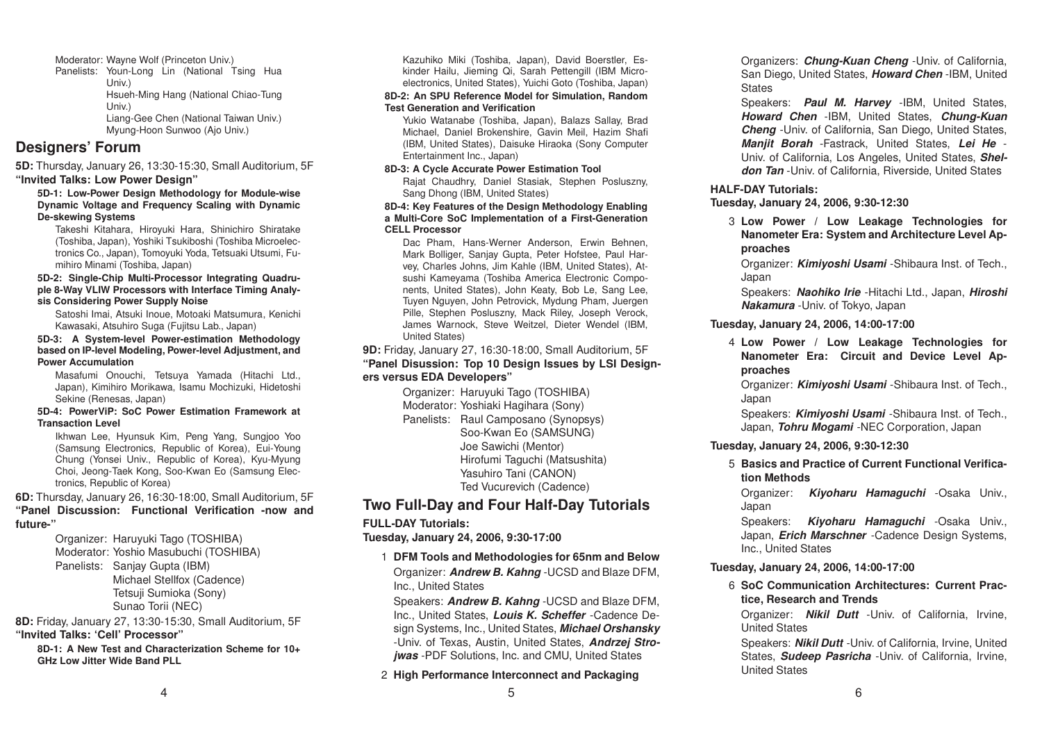Moderator: Wayne Wolf (Princeton Univ.)
Panelists: Youn-Long Lin (National Tsing Hua Univ.)
Hsueh-Ming Hang (National Chiao-Tung Univ.)
Liang-Gee Chen (National Taiwan Univ.)
Myung-Hoon Sunwoo (Ajo Univ.)

## Designers' Forum

**5D:** Thursday, January 26, 13:30-15:30, Small Auditorium, 5F
**"Invited Talks: Low Power Design"**

**5D-1: Low-Power Design Methodology for Module-wise Dynamic Voltage and Frequency Scaling with Dynamic De-skewing Systems**

Takeshi Kitahara, Hiroyuki Hara, Shinichiro Shiratake (Toshiba, Japan), Yoshiki Tsukiboshi (Toshiba Microelectronics Co., Japan), Tomoyuki Yoda, Tetsuaki Utsumi, Fumihiro Minami (Toshiba, Japan)

**5D-2: Single-Chip Multi-Processor Integrating Quadruple 8-Way VLIW Processors with Interface Timing Analysis Considering Power Supply Noise**

Satoshi Imai, Atsuki Inoue, Motoaki Matsumura, Kenichi Kawasaki, Atsuhiro Suga (Fujitsu Lab., Japan)

**5D-3: A System-level Power-estimation Methodology based on IP-level Modeling, Power-level Adjustment, and Power Accumulation**

Masafumi Onouchi, Tetsuya Yamada (Hitachi Ltd., Japan), Kimihiro Morikawa, Isamu Mochizuki, Hidetoshi Sekine (Renesas, Japan)

**5D-4: PowerViP: SoC Power Estimation Framework at Transaction Level**

Ikhwan Lee, Hyunsuk Kim, Peng Yang, Sungjoo Yoo (Samsung Electronics, Republic of Korea), Eui-Young Chung (Yonsei Univ., Republic of Korea), Kyu-Myung Choi, Jeong-Taek Kong, Soo-Kwan Eo (Samsung Electronics, Republic of Korea)

**6D:** Thursday, January 26, 16:30-18:00, Small Auditorium, 5F
**"Panel Discussion: Functional Verification -now and future-"**

Organizer: Haruyuki Tago (TOSHIBA)
Moderator: Yoshio Masubuchi (TOSHIBA)
Panelists: Sanjay Gupta (IBM)
Michael Stellfox (Cadence)
Tetsuji Sumioka (Sony)
Sunao Torii (NEC)

**8D:** Friday, January 27, 13:30-15:30, Small Auditorium, 5F
**"Invited Talks: 'Cell' Processor"**

**8D-1: A New Test and Characterization Scheme for 10+ GHz Low Jitter Wide Band PLL**

Kazuhiko Miki (Toshiba, Japan), David Boerstler, Eskinder Hailu, Jieming Qi, Sarah Pettengill (IBM Microelectronics, United States), Yuichi Goto (Toshiba, Japan)

**8D-2: An SPU Reference Model for Simulation, Random Test Generation and Verification**

Yukio Watanabe (Toshiba, Japan), Balazs Sallay, Brad Michael, Daniel Brokenshire, Gavin Meil, Hazim Shafi (IBM, United States), Daisuke Hiraoka (Sony Computer Entertainment Inc., Japan)

**8D-3: A Cycle Accurate Power Estimation Tool**

Rajat Chaudhry, Daniel Stasiak, Stephen Posluszny, Sang Dhong (IBM, United States)

**8D-4: Key Features of the Design Methodology Enabling a Multi-Core SoC Implementation of a First-Generation CELL Processor**

Dac Pham, Hans-Werner Anderson, Erwin Behnen, Mark Bolliger, Sanjay Gupta, Peter Hofstee, Paul Harvey, Charles Johns, Jim Kahle (IBM, United States), Atsushi Kameyama (Toshiba America Electronic Components, United States), John Keaty, Bob Le, Sang Lee, Tuyen Nguyen, John Petrovick, Mydung Pham, Juergen Pille, Stephen Posluszny, Mack Riley, Joseph Verock, James Warnock, Steve Weitzel, Dieter Wendel (IBM, United States)

**9D:** Friday, January 27, 16:30-18:00, Small Auditorium, 5F
**"Panel Disussion: Top 10 Design Issues by LSI Designers versus EDA Developers"**

Organizer: Haruyuki Tago (TOSHIBA)
Moderator: Yoshiaki Hagihara (Sony)
Panelists: Raul Camposano (Synopsys)
Soo-Kwan Eo (SAMSUNG)
Joe Sawichi (Mentor)
Hirofumi Taguchi (Matsushita)
Yasuhiro Tani (CANON)
Ted Vucurevich (Cadence)

## Two Full-Day and Four Half-Day Tutorials

**FULL-DAY Tutorials:**
**Tuesday, January 24, 2006, 9:30-17:00**

1 **DFM Tools and Methodologies for 65nm and Below**
Organizer: ***Andrew B. Kahng*** -UCSD and Blaze DFM, Inc., United States
Speakers: ***Andrew B. Kahng*** -UCSD and Blaze DFM, Inc., United States, ***Louis K. Scheffer*** -Cadence Design Systems, Inc., United States, ***Michael Orshansky*** -Univ. of Texas, Austin, United States, ***Andrzej Strojwas*** -PDF Solutions, Inc. and CMU, United States

2 **High Performance Interconnect and Packaging**
Organizers: ***Chung-Kuan Cheng*** -Univ. of California, San Diego, United States, ***Howard Chen*** -IBM, United States
Speakers: ***Paul M. Harvey*** -IBM, United States, ***Howard Chen*** -IBM, United States, ***Chung-Kuan Cheng*** -Univ. of California, San Diego, United States, ***Manjit Borah*** -Fastrack, United States, ***Lei He*** -Univ. of California, Los Angeles, United States, ***Sheldon Tan*** -Univ. of California, Riverside, United States

**HALF-DAY Tutorials:**
**Tuesday, January 24, 2006, 9:30-12:30**

3 **Low Power / Low Leakage Technologies for Nanometer Era: System and Architecture Level Approaches**
Organizer: ***Kimiyoshi Usami*** -Shibaura Inst. of Tech., Japan
Speakers: ***Naohiko Irie*** -Hitachi Ltd., Japan, ***Hiroshi Nakamura*** -Univ. of Tokyo, Japan

**Tuesday, January 24, 2006, 14:00-17:00**

4 **Low Power / Low Leakage Technologies for Nanometer Era: Circuit and Device Level Approaches**
Organizer: ***Kimiyoshi Usami*** -Shibaura Inst. of Tech., Japan
Speakers: ***Kimiyoshi Usami*** -Shibaura Inst. of Tech., Japan, ***Tohru Mogami*** -NEC Corporation, Japan

**Tuesday, January 24, 2006, 9:30-12:30**

5 **Basics and Practice of Current Functional Verification Methods**
Organizer: ***Kiyoharu Hamaguchi*** -Osaka Univ., Japan
Speakers: ***Kiyoharu Hamaguchi*** -Osaka Univ., Japan, ***Erich Marschner*** -Cadence Design Systems, Inc., United States

**Tuesday, January 24, 2006, 14:00-17:00**

6 **SoC Communication Architectures: Current Practice, Research and Trends**
Organizer: ***Nikil Dutt*** -Univ. of California, Irvine, United States
Speakers: ***Nikil Dutt*** -Univ. of California, Irvine, United States, ***Sudeep Pasricha*** -Univ. of California, Irvine, United States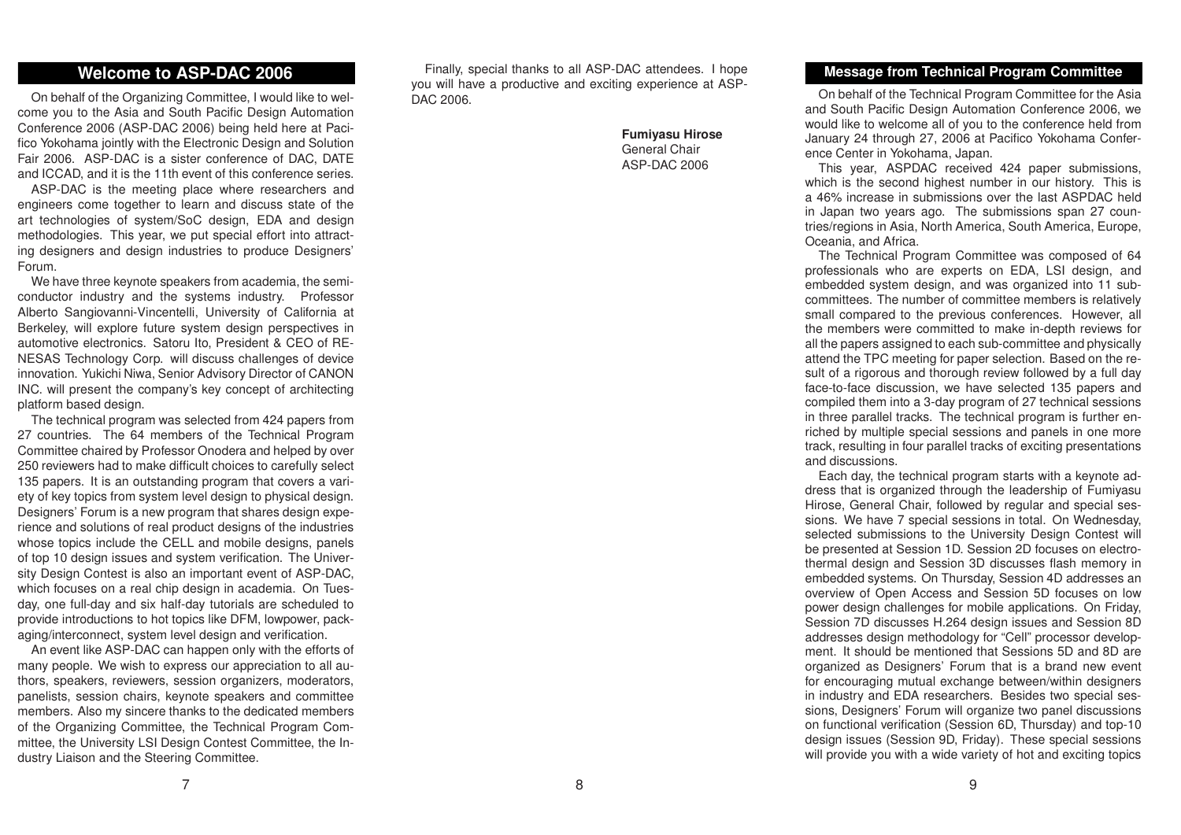## Welcome to ASP-DAC 2006

On behalf of the Organizing Committee, I would like to welcome you to the Asia and South Pacific Design Automation Conference 2006 (ASP-DAC 2006) being held here at Pacifico Yokohama jointly with the Electronic Design and Solution Fair 2006. ASP-DAC is a sister conference of DAC, DATE and ICCAD, and it is the 11th event of this conference series.

ASP-DAC is the meeting place where researchers and engineers come together to learn and discuss state of the art technologies of system/SoC design, EDA and design methodologies. This year, we put special effort into attracting designers and design industries to produce Designers' Forum.

We have three keynote speakers from academia, the semiconductor industry and the systems industry. Professor Alberto Sangiovanni-Vincentelli, University of California at Berkeley, will explore future system design perspectives in automotive electronics. Satoru Ito, President & CEO of RENESAS Technology Corp. will discuss challenges of device innovation. Yukichi Niwa, Senior Advisory Director of CANON INC. will present the company's key concept of architecting platform based design.

The technical program was selected from 424 papers from 27 countries. The 64 members of the Technical Program Committee chaired by Professor Onodera and helped by over 250 reviewers had to make difficult choices to carefully select 135 papers. It is an outstanding program that covers a variety of key topics from system level design to physical design. Designers' Forum is a new program that shares design experience and solutions of real product designs of the industries whose topics include the CELL and mobile designs, panels of top 10 design issues and system verification. The University Design Contest is also an important event of ASP-DAC, which focuses on a real chip design in academia. On Tuesday, one full-day and six half-day tutorials are scheduled to provide introductions to hot topics like DFM, lowpower, packaging/interconnect, system level design and verification.

An event like ASP-DAC can happen only with the efforts of many people. We wish to express our appreciation to all authors, speakers, reviewers, session organizers, moderators, panelists, session chairs, keynote speakers and committee members. Also my sincere thanks to the dedicated members of the Organizing Committee, the Technical Program Committee, the University LSI Design Contest Committee, the Industry Liaison and the Steering Committee.

Finally, special thanks to all ASP-DAC attendees. I hope you will have a productive and exciting experience at ASP-DAC 2006.

**Fumiyasu Hirose**
General Chair
ASP-DAC 2006

## Message from Technical Program Committee

On behalf of the Technical Program Committee for the Asia and South Pacific Design Automation Conference 2006, we would like to welcome all of you to the conference held from January 24 through 27, 2006 at Pacifico Yokohama Conference Center in Yokohama, Japan.

This year, ASPDAC received 424 paper submissions, which is the second highest number in our history. This is a 46% increase in submissions over the last ASPDAC held in Japan two years ago. The submissions span 27 countries/regions in Asia, North America, South America, Europe, Oceania, and Africa.

The Technical Program Committee was composed of 64 professionals who are experts on EDA, LSI design, and embedded system design, and was organized into 11 subcommittees. The number of committee members is relatively small compared to the previous conferences. However, all the members were committed to make in-depth reviews for all the papers assigned to each sub-committee and physically attend the TPC meeting for paper selection. Based on the result of a rigorous and thorough review followed by a full day face-to-face discussion, we have selected 135 papers and compiled them into a 3-day program of 27 technical sessions in three parallel tracks. The technical program is further enriched by multiple special sessions and panels in one more track, resulting in four parallel tracks of exciting presentations and discussions.

Each day, the technical program starts with a keynote address that is organized through the leadership of Fumiyasu Hirose, General Chair, followed by regular and special sessions. We have 7 special sessions in total. On Wednesday, selected submissions to the University Design Contest will be presented at Session 1D. Session 2D focuses on electrothermal design and Session 3D discusses flash memory in embedded systems. On Thursday, Session 4D addresses an overview of Open Access and Session 5D focuses on low power design challenges for mobile applications. On Friday, Session 7D discusses H.264 design issues and Session 8D addresses design methodology for "Cell" processor development. It should be mentioned that Sessions 5D and 8D are organized as Designers' Forum that is a brand new event for encouraging mutual exchange between/within designers in industry and EDA researchers. Besides two special sessions, Designers' Forum will organize two panel discussions on functional verification (Session 6D, Thursday) and top-10 design issues (Session 9D, Friday). These special sessions will provide you with a wide variety of hot and exciting topics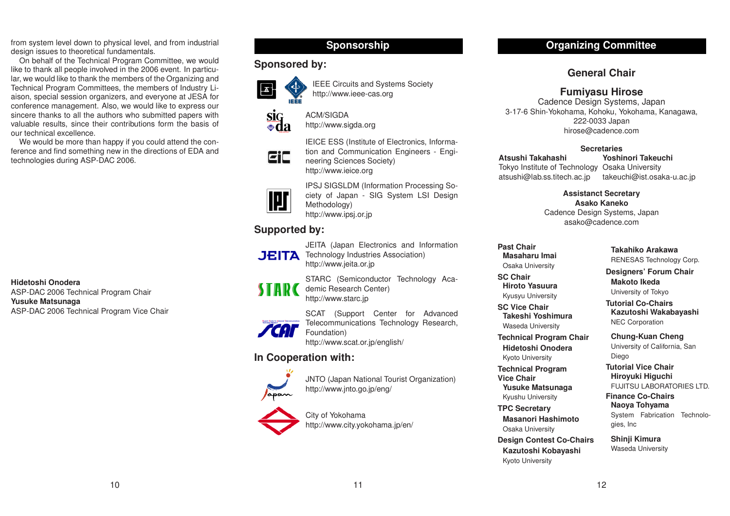from system level down to physical level, and from industrial design issues to theoretical fundamentals.

On behalf of the Technical Program Committee, we would like to thank all people involved in the 2006 event. In particular, we would like to thank the members of the Organizing and Technical Program Committees, the members of Industry Liaison, special session organizers, and everyone at JESA for conference management. Also, we would like to express our sincere thanks to all the authors who submitted papers with valuable results, since their contributions form the basis of our technical excellence.

We would be more than happy if you could attend the conference and find something new in the directions of EDA and technologies during ASP-DAC 2006.

**Hidetoshi Onodera**
ASP-DAC 2006 Technical Program Chair
**Yusuke Matsunaga**
ASP-DAC 2006 Technical Program Vice Chair

# Sponsorship

## Sponsored by:

IEEE Circuits and Systems Society
http://www.ieee-cas.org

ACM/SIGDA
http://www.sigda.org

IEICE ESS (Institute of Electronics, Information and Communication Engineers - Engineering Sciences Society)
http://www.ieice.org

IPSJ SIGSLDM (Information Processing Society of Japan - SIG System LSI Design Methodology)
http://www.ipsj.or.jp

## Supported by:

JEITA (Japan Electronics and Information Technology Industries Association)
http://www.jeita.or.jp

STARC (Semiconductor Technology Academic Research Center)
http://www.starc.jp

SCAT (Support Center for Advanced Telecommunications Technology Research, Foundation)
http://www.scat.or.jp/english/

## In Cooperation with:

JNTO (Japan National Tourist Organization)
http://www.jnto.go.jp/eng/

City of Yokohama
http://www.city.yokohama.jp/en/

# Organizing Committee

## General Chair

**Fumiyasu Hirose**
Cadence Design Systems, Japan
3-17-6 Shin-Yokohama, Kohoku, Yokohama, Kanagawa, 222-0033 Japan
hirose@cadence.com

**Secretaries**

**Atsushi Takahashi**
Tokyo Institute of Technology
atsushi@lab.ss.titech.ac.jp

**Yoshinori Takeuchi**
Osaka University
takeuchi@ist.osaka-u.ac.jp

**Assistant Secretary**
**Asako Kaneko**
Cadence Design Systems, Japan
asako@cadence.com

**Past Chair**
**Masaharu Imai**
Osaka University

**SC Chair**
**Hiroto Yasuura**
Kyusyu University

**SC Vice Chair**
**Takeshi Yoshimura**
Waseda University

**Technical Program Chair**
**Hidetoshi Onodera**
Kyoto University

**Technical Program Vice Chair**
**Yusuke Matsunaga**
Kyushu University

**TPC Secretary**
**Masanori Hashimoto**
Osaka University

**Design Contest Co-Chairs**
**Kazutoshi Kobayashi**
Kyoto University

**Takahiko Arakawa**
RENESAS Technology Corp.

**Designers' Forum Chair**
**Makoto Ikeda**
University of Tokyo

**Tutorial Co-Chairs**
**Kazutoshi Wakabayashi**
NEC Corporation

**Chung-Kuan Cheng**
University of California, San Diego

**Tutorial Vice Chair**
**Hiroyuki Higuchi**
FUJITSU LABORATORIES LTD.

**Finance Co-Chairs**
**Naoya Tohyama**
System Fabrication Technologies, Inc

**Shinji Kimura**
Waseda University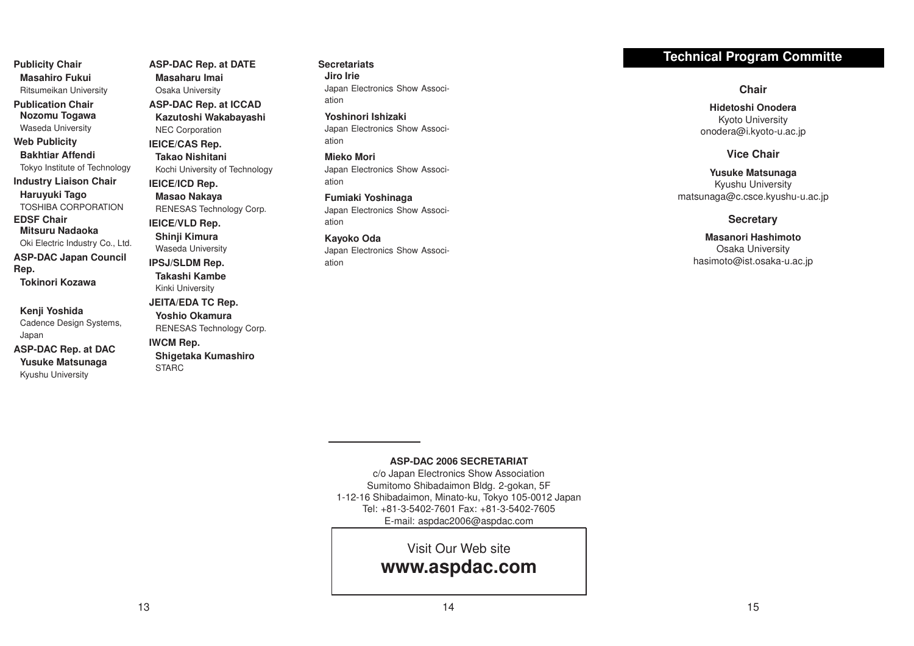**Publicity Chair**
**Masahiro Fukui**
Ritsumeikan University

**Publication Chair**
**Nozomu Togawa**
Waseda University

**Web Publicity**
**Bakhtiar Affendi**
Tokyo Institute of Technology

**Industry Liaison Chair**
**Haruyuki Tago**
TOSHIBA CORPORATION

**EDSF Chair**
**Mitsuru Nadaoka**
Oki Electric Industry Co., Ltd.

**ASP-DAC Japan Council Rep.**
**Tokinori Kozawa**

**Kenji Yoshida**
Cadence Design Systems, Japan

**ASP-DAC Rep. at DAC**
**Yusuke Matsunaga**
Kyushu University

**ASP-DAC Rep. at DATE**
**Masaharu Imai**
Osaka University

**ASP-DAC Rep. at ICCAD**
**Kazutoshi Wakabayashi**
NEC Corporation

**IEICE/CAS Rep.**
**Takao Nishitani**
Kochi University of Technology

**IEICE/ICD Rep.**
**Masao Nakaya**
RENESAS Technology Corp.

**IEICE/VLD Rep.**
**Shinji Kimura**
Waseda University

**IPSJ/SLDM Rep.**
**Takashi Kambe**
Kinki University

**JEITA/EDA TC Rep.**
**Yoshio Okamura**
RENESAS Technology Corp.

**IWCM Rep.**
**Shigetaka Kumashiro**
STARC

**Secretariats**
**Jiro Irie**
Japan Electronics Show Association

**Yoshinori Ishizaki**
Japan Electronics Show Association

**Mieko Mori**
Japan Electronics Show Association

**Fumiaki Yoshinaga**
Japan Electronics Show Association

**Kayoko Oda**
Japan Electronics Show Association

**ASP-DAC 2006 SECRETARIAT**
c/o Japan Electronics Show Association
Sumitomo Shibadaimon Bldg. 2-gokan, 5F
1-12-16 Shibadaimon, Minato-ku, Tokyo 105-0012 Japan
Tel: +81-3-5402-7601 Fax: +81-3-5402-7605
E-mail: aspdac2006@aspdac.com

Visit Our Web site
**www.aspdac.com**

## Technical Program Committe

### Chair

**Hidetoshi Onodera**
Kyoto University
onodera@i.kyoto-u.ac.jp

### Vice Chair

**Yusuke Matsunaga**
Kyushu University
matsunaga@c.csce.kyushu-u.ac.jp

### Secretary

**Masanori Hashimoto**
Osaka University
hasimoto@ist.osaka-u.ac.jp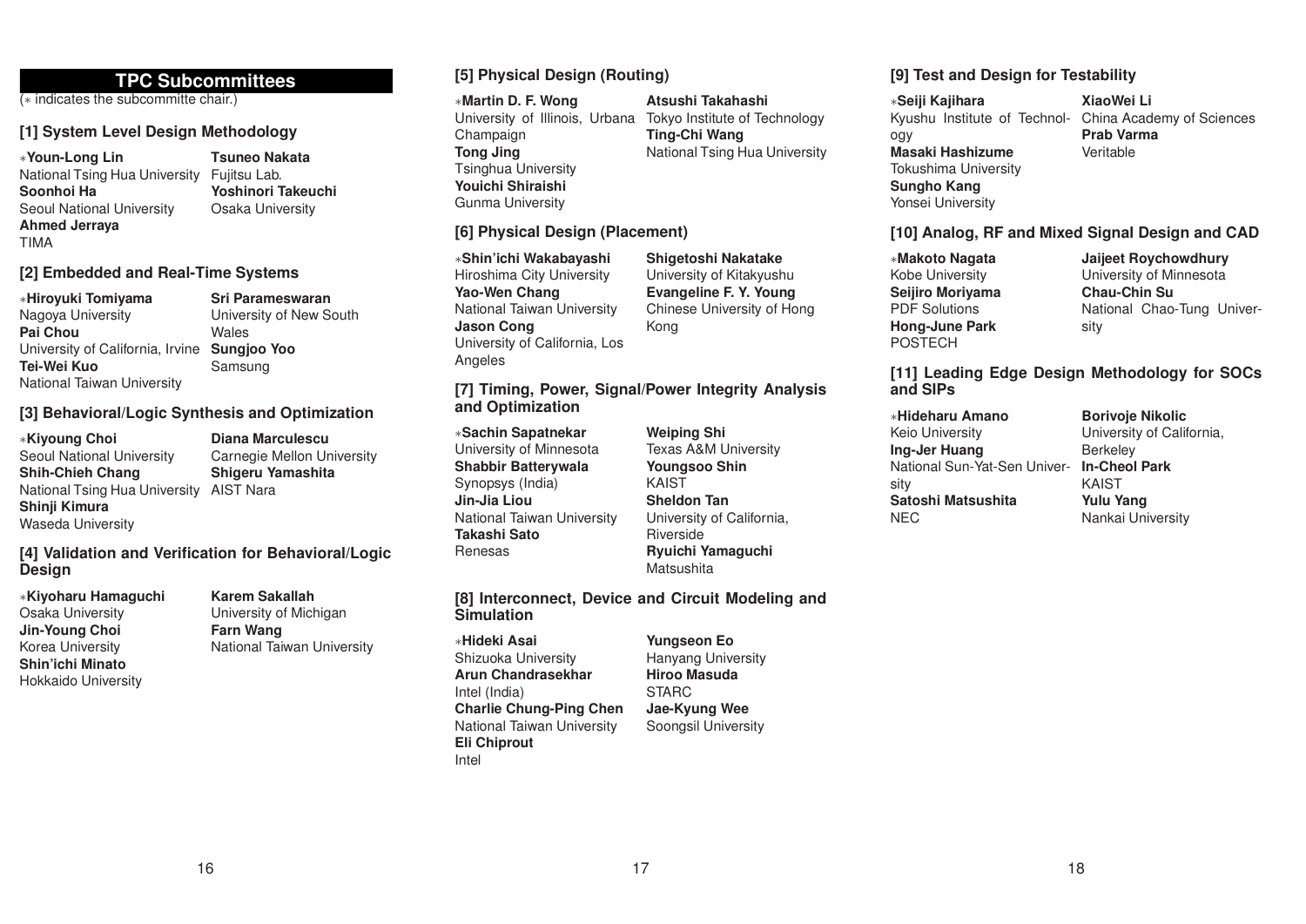## TPC Subcommittees

(∗ indicates the subcommitte chair.)

### [1] System Level Design Methodology

∗**Youn-Long Lin**
National Tsing Hua University

**Soonhoi Ha**
Seoul National University

**Ahmed Jerraya**
TIMA

**Tsuneo Nakata**
Fujitsu Lab.

**Yoshinori Takeuchi**
Osaka University

### [2] Embedded and Real-Time Systems

∗**Hiroyuki Tomiyama**
Nagoya University

**Pai Chou**
University of California, Irvine

**Tei-Wei Kuo**
National Taiwan University

**Sri Parameswaran**
University of New South Wales

**Sungjoo Yoo**
Samsung

### [3] Behavioral/Logic Synthesis and Optimization

∗**Kiyoung Choi**
Seoul National University

**Shih-Chieh Chang**
National Tsing Hua University

**Shinji Kimura**
Waseda University

**Diana Marculescu**
Carnegie Mellon University

**Shigeru Yamashita**
AIST Nara

### [4] Validation and Verification for Behavioral/Logic Design

∗**Kiyoharu Hamaguchi**
Osaka University

**Jin-Young Choi**
Korea University

**Shin'ichi Minato**
Hokkaido University

**Karem Sakallah**
University of Michigan

**Farn Wang**
National Taiwan University

### [5] Physical Design (Routing)

∗**Martin D. F. Wong**
University of Illinois, Urbana Champaign

**Tong Jing**
Tsinghua University

**Youichi Shiraishi**
Gunma University

**Atsushi Takahashi**
Tokyo Institute of Technology

**Ting-Chi Wang**
National Tsing Hua University

### [6] Physical Design (Placement)

∗**Shin'ichi Wakabayashi**
Hiroshima City University

**Yao-Wen Chang**
National Taiwan University

**Jason Cong**
University of California, Los Angeles

**Shigetoshi Nakatake**
University of Kitakyushu

**Evangeline F. Y. Young**
Chinese University of Hong Kong

### [7] Timing, Power, Signal/Power Integrity Analysis and Optimization

∗**Sachin Sapatnekar**
University of Minnesota

**Shabbir Batterywala**
Synopsys (India)

**Jin-Jia Liou**
National Taiwan University

**Takashi Sato**
Renesas

**Weiping Shi**
Texas A&M University

**Youngsoo Shin**
KAIST

**Sheldon Tan**
University of California, Riverside

**Ryuichi Yamaguchi**
Matsushita

### [8] Interconnect, Device and Circuit Modeling and Simulation

∗**Hideki Asai**
Shizuoka University

**Arun Chandrasekhar**
Intel (India)

**Charlie Chung-Ping Chen**
National Taiwan University

**Eli Chiprout**
Intel

**Yungseon Eo**
Hanyang University

**Hiroo Masuda**
STARC

**Jae-Kyung Wee**
Soongsil University

### [9] Test and Design for Testability

∗**Seiji Kajihara**
Kyushu Institute of Technology

**Masaki Hashizume**
Tokushima University

**Sungho Kang**
Yonsei University

**XiaoWei Li**
China Academy of Sciences

**Prab Varma**
Veritable

### [10] Analog, RF and Mixed Signal Design and CAD

∗**Makoto Nagata**
Kobe University

**Seijiro Moriyama**
PDF Solutions

**Hong-June Park**
POSTECH

**Jaijeet Roychowdhury**
University of Minnesota

**Chau-Chin Su**
National Chao-Tung University

### [11] Leading Edge Design Methodology for SOCs and SIPs

∗**Hideharu Amano**
Keio University

**Ing-Jer Huang**
National Sun-Yat-Sen University

**Satoshi Matsushita**
NEC

**Borivoje Nikolic**
University of California, Berkeley

**In-Cheol Park**
KAIST

**Yulu Yang**
Nankai University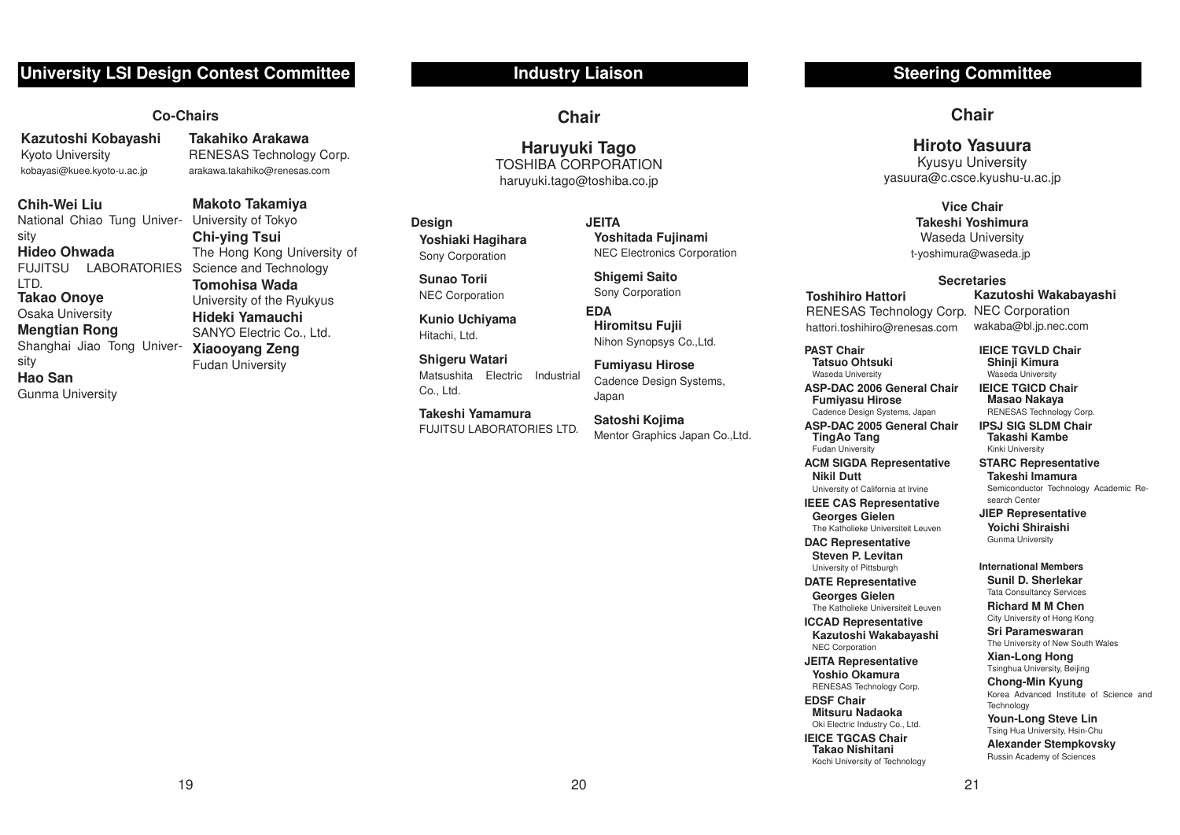## University LSI Design Contest Committee

### Co-Chairs

**Kazutoshi Kobayashi**
Kyoto University
kobayasi@kuee.kyoto-u.ac.jp

**Takahiko Arakawa**
RENESAS Technology Corp.
arakawa.takahiko@renesas.com

**Chih-Wei Liu**
National Chiao Tung University

**Hideo Ohwada**
FUJITSU LABORATORIES LTD.

**Takao Onoye**
Osaka University

**Mengtian Rong**
Shanghai Jiao Tong University

**Hao San**
Gunma University

**Makoto Takamiya**
University of Tokyo

**Chi-ying Tsui**
The Hong Kong University of Science and Technology

**Tomohisa Wada**
University of the Ryukyus

**Hideki Yamauchi**
SANYO Electric Co., Ltd.

**Xiaooyang Zeng**
Fudan University

## Industry Liaison

### Chair

**Haruyuki Tago**
TOSHIBA CORPORATION
haruyuki.tago@toshiba.co.jp

**Design**

**Yoshiaki Hagihara**
Sony Corporation

**Sunao Torii**
NEC Corporation

**Kunio Uchiyama**
Hitachi, Ltd.

**Shigeru Watari**
Matsushita Electric Industrial Co., Ltd.

**Takeshi Yamamura**
FUJITSU LABORATORIES LTD.

**JEITA**

**Yoshitada Fujinami**
NEC Electronics Corporation

**Shigemi Saito**
Sony Corporation

**EDA**

**Hiromitsu Fujii**
Nihon Synopsys Co.,Ltd.

**Fumiyasu Hirose**
Cadence Design Systems, Japan

**Satoshi Kojima**
Mentor Graphics Japan Co.,Ltd.

## Steering Committee

### Chair

**Hiroto Yasuura**
Kyusyu University
yasuura@c.csce.kyushu-u.ac.jp

**Vice Chair**

**Takeshi Yoshimura**
Waseda University
t-yoshimura@waseda.jp

**Secretaries**

**Toshihiro Hattori**
RENESAS Technology Corp.
hattori.toshihiro@renesas.com

**Kazutoshi Wakabayashi**
NEC Corporation
wakaba@bl.jp.nec.com

**PAST Chair**
**Tatsuo Ohtsuki**
Waseda University

**ASP-DAC 2006 General Chair**
**Fumiyasu Hirose**
Cadence Design Systems, Japan

**ASP-DAC 2005 General Chair**
**TingAo Tang**
Fudan University

**ACM SIGDA Representative**
**Nikil Dutt**
University of California at Irvine

**IEEE CAS Representative**
**Georges Gielen**
The Katholieke Universiteit Leuven

**DAC Representative**
**Steven P. Levitan**
University of Pittsburgh

**DATE Representative**
**Georges Gielen**
The Katholieke Universiteit Leuven

**ICCAD Representative**
**Kazutoshi Wakabayashi**
NEC Corporation

**JEITA Representative**
**Yoshio Okamura**
RENESAS Technology Corp.

**EDSF Chair**
**Mitsuru Nadaoka**
Oki Electric Industry Co., Ltd.

**IEICE TGCAS Chair**
**Takao Nishitani**
Kochi University of Technology

**IEICE TGVLD Chair**
**Shinji Kimura**
Waseda University

**IEICE TGICD Chair**
**Masao Nakaya**
RENESAS Technology Corp.

**IPSJ SIG SLDM Chair**
**Takashi Kambe**
Kinki University

**STARC Representative**
**Takeshi Imamura**
Semiconductor Technology Academic Research Center

**JIEP Representative**
**Yoichi Shiraishi**
Gunma University

**International Members**

**Sunil D. Sherlekar**
Tata Consultancy Services

**Richard M M Chen**
City University of Hong Kong

**Sri Parameswaran**
The University of New South Wales

**Xian-Long Hong**
Tsinghua University, Beijing

**Chong-Min Kyung**
Korea Advanced Institute of Science and Technology

**Youn-Long Steve Lin**
Tsing Hua University, Hsin-Chu

**Alexander Stempkovsky**
Russin Academy of Sciences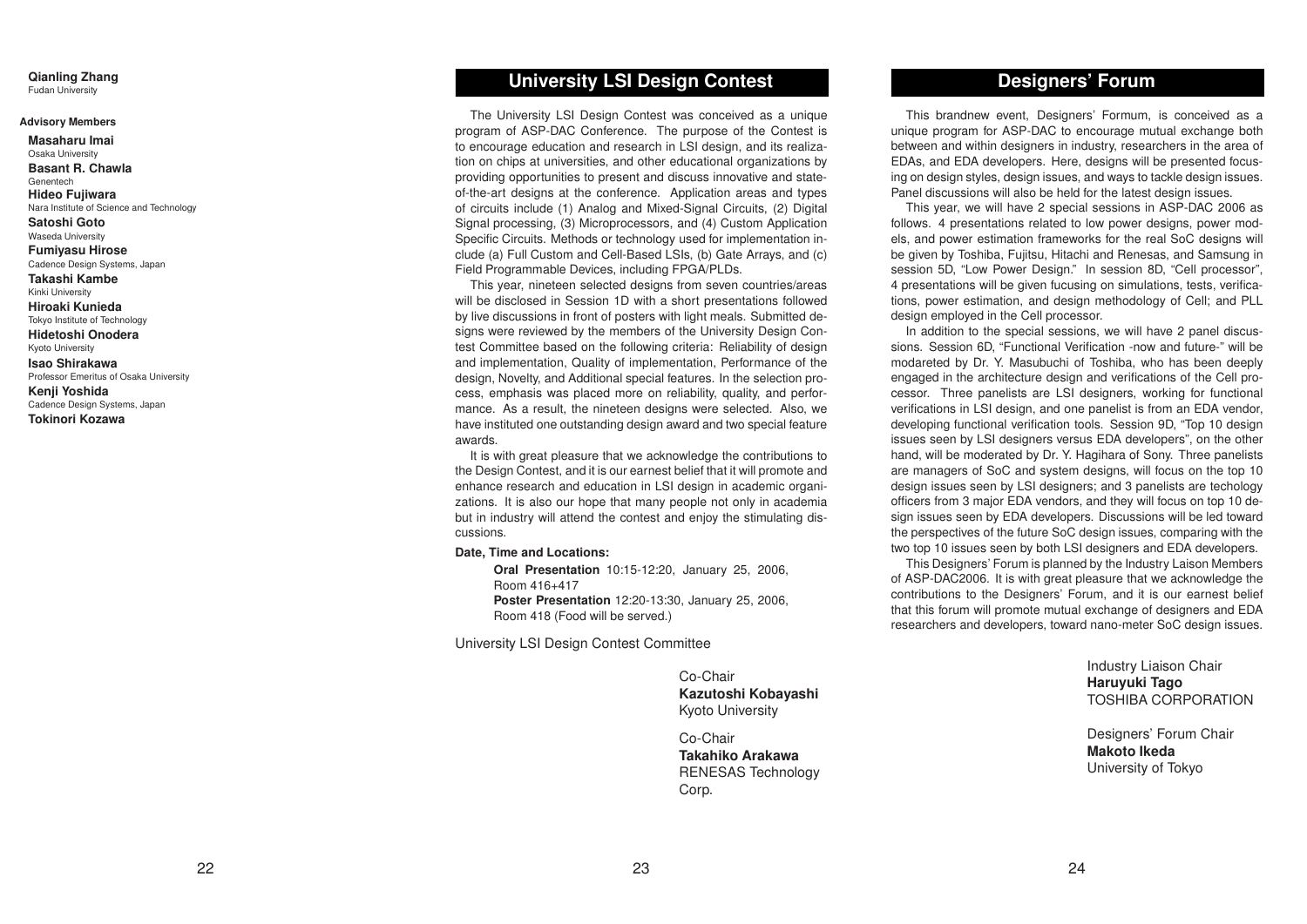**Qianling Zhang**
Fudan University

**Advisory Members**

**Masaharu Imai**
Osaka University
**Basant R. Chawla**
Genentech
**Hideo Fujiwara**
Nara Institute of Science and Technology
**Satoshi Goto**
Waseda University
**Fumiyasu Hirose**
Cadence Design Systems, Japan
**Takashi Kambe**
Kinki University
**Hiroaki Kunieda**
Tokyo Institute of Technology
**Hidetoshi Onodera**
Kyoto University
**Isao Shirakawa**
Professor Emeritus of Osaka University
**Kenji Yoshida**
Cadence Design Systems, Japan
**Tokinori Kozawa**

## University LSI Design Contest

The University LSI Design Contest was conceived as a unique program of ASP-DAC Conference. The purpose of the Contest is to encourage education and research in LSI design, and its realization on chips at universities, and other educational organizations by providing opportunities to present and discuss innovative and state-of-the-art designs at the conference. Application areas and types of circuits include (1) Analog and Mixed-Signal Circuits, (2) Digital Signal processing, (3) Microprocessors, and (4) Custom Application Specific Circuits. Methods or technology used for implementation include (a) Full Custom and Cell-Based LSIs, (b) Gate Arrays, and (c) Field Programmable Devices, including FPGA/PLDs.

This year, nineteen selected designs from seven countries/areas will be disclosed in Session 1D with a short presentations followed by live discussions in front of posters with light meals. Submitted designs were reviewed by the members of the University Design Contest Committee based on the following criteria: Reliability of design and implementation, Quality of implementation, Performance of the design, Novelty, and Additional special features. In the selection process, emphasis was placed more on reliability, quality, and performance. As a result, the nineteen designs were selected. Also, we have instituted one outstanding design award and two special feature awards.

It is with great pleasure that we acknowledge the contributions to the Design Contest, and it is our earnest belief that it will promote and enhance research and education in LSI design in academic organizations. It is also our hope that many people not only in academia but in industry will attend the contest and enjoy the stimulating discussions.

**Date, Time and Locations:**

**Oral Presentation** 10:15-12:20, January 25, 2006, Room 416+417
**Poster Presentation** 12:20-13:30, January 25, 2006, Room 418 (Food will be served.)

University LSI Design Contest Committee

Co-Chair
**Kazutoshi Kobayashi**
Kyoto University

Co-Chair
**Takahiko Arakawa**
RENESAS Technology Corp.

## Designers' Forum

This brandnew event, Designers' Formum, is conceived as a unique program for ASP-DAC to encourage mutual exchange both between and within designers in industry, researchers in the area of EDAs, and EDA developers. Here, designs will be presented focusing on design styles, design issues, and ways to tackle design issues. Panel discussions will also be held for the latest design issues.

This year, we will have 2 special sessions in ASP-DAC 2006 as follows. 4 presentations related to low power designs, power models, and power estimation frameworks for the real SoC designs will be given by Toshiba, Fujitsu, Hitachi and Renesas, and Samsung in session 5D, "Low Power Design." In session 8D, "Cell processor", 4 presentations will be given fucusing on simulations, tests, verifications, power estimation, and design methodology of Cell; and PLL design employed in the Cell processor.

In addition to the special sessions, we will have 2 panel discussions. Session 6D, "Functional Verification -now and future-" will be modareted by Dr. Y. Masubuchi of Toshiba, who has been deeply engaged in the architecture design and verifications of the Cell processor. Three panelists are LSI designers, working for functional verifications in LSI design, and one panelist is from an EDA vendor, developing functional verification tools. Session 9D, "Top 10 design issues seen by LSI designers versus EDA developers", on the other hand, will be moderated by Dr. Y. Hagihara of Sony. Three panelists are managers of SoC and system designs, will focus on the top 10 design issues seen by LSI designers; and 3 panelists are techology officers from 3 major EDA vendors, and they will focus on top 10 design issues seen by EDA developers. Discussions will be led toward the perspectives of the future SoC design issues, comparing with the two top 10 issues seen by both LSI designers and EDA developers.

This Designers' Forum is planned by the Industry Laison Members of ASP-DAC2006. It is with great pleasure that we acknowledge the contributions to the Designers' Forum, and it is our earnest belief that this forum will promote mutual exchange of designers and EDA researchers and developers, toward nano-meter SoC design issues.

Industry Liaison Chair
**Haruyuki Tago**
TOSHIBA CORPORATION

Designers' Forum Chair
**Makoto Ikeda**
University of Tokyo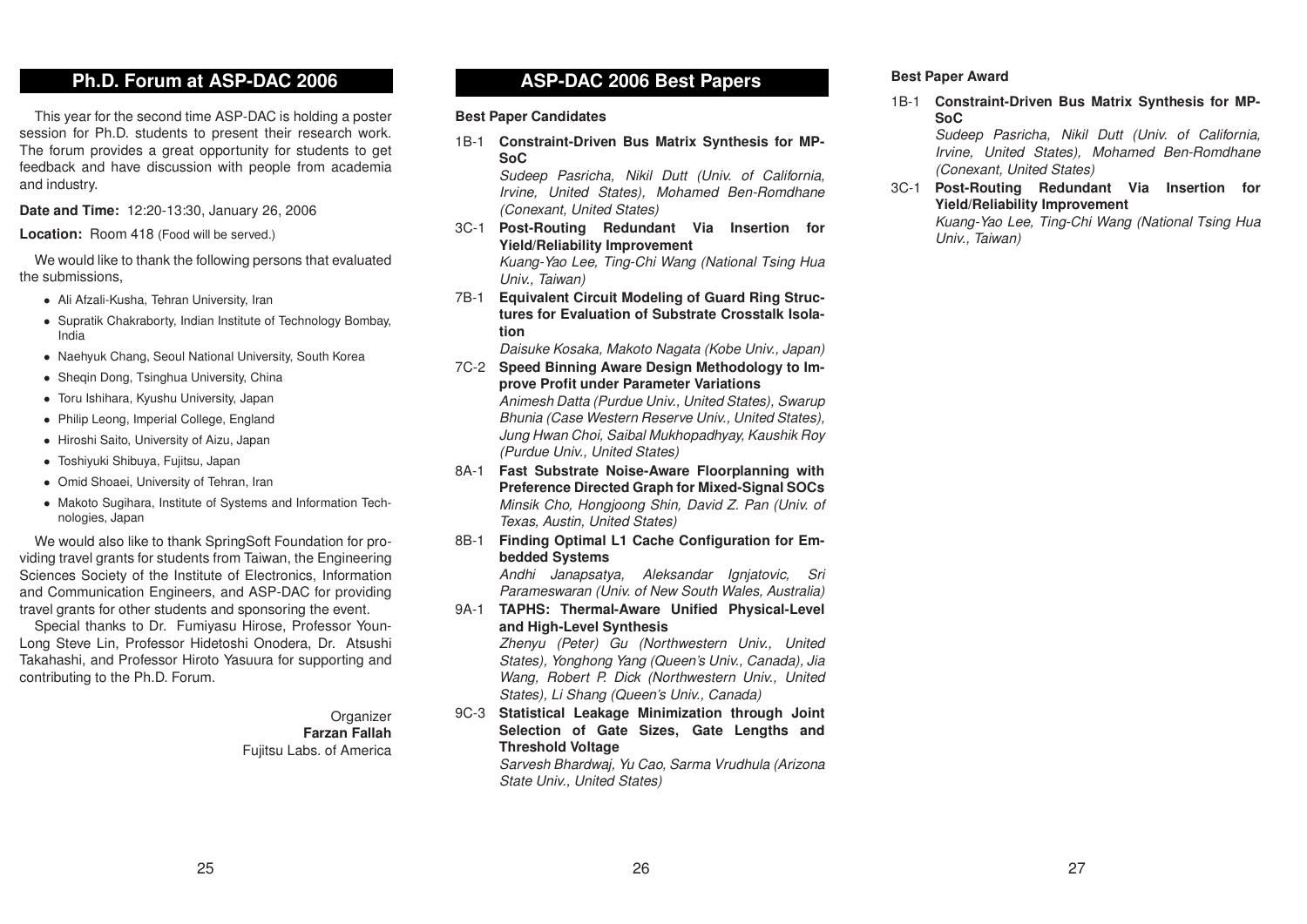## Ph.D. Forum at ASP-DAC 2006

This year for the second time ASP-DAC is holding a poster session for Ph.D. students to present their research work. The forum provides a great opportunity for students to get feedback and have discussion with people from academia and industry.

**Date and Time:** 12:20-13:30, January 26, 2006

**Location:** Room 418 (Food will be served.)

We would like to thank the following persons that evaluated the submissions,

- Ali Afzali-Kusha, Tehran University, Iran
- Supratik Chakraborty, Indian Institute of Technology Bombay, India
- Naehyuk Chang, Seoul National University, South Korea
- Sheqin Dong, Tsinghua University, China
- Toru Ishihara, Kyushu University, Japan
- Philip Leong, Imperial College, England
- Hiroshi Saito, University of Aizu, Japan
- Toshiyuki Shibuya, Fujitsu, Japan
- Omid Shoaei, University of Tehran, Iran
- Makoto Sugihara, Institute of Systems and Information Technologies, Japan

We would also like to thank SpringSoft Foundation for providing travel grants for students from Taiwan, the Engineering Sciences Society of the Institute of Electronics, Information and Communication Engineers, and ASP-DAC for providing travel grants for other students and sponsoring the event.

Special thanks to Dr. Fumiyasu Hirose, Professor Youn-Long Steve Lin, Professor Hidetoshi Onodera, Dr. Atsushi Takahashi, and Professor Hiroto Yasuura for supporting and contributing to the Ph.D. Forum.

Organizer
**Farzan Fallah**
Fujitsu Labs. of America

## ASP-DAC 2006 Best Papers

### Best Paper Candidates

1B-1 **Constraint-Driven Bus Matrix Synthesis for MP-SoC**
*Sudeep Pasricha, Nikil Dutt (Univ. of California, Irvine, United States), Mohamed Ben-Romdhane (Conexant, United States)*

3C-1 **Post-Routing Redundant Via Insertion for Yield/Reliability Improvement**
*Kuang-Yao Lee, Ting-Chi Wang (National Tsing Hua Univ., Taiwan)*

7B-1 **Equivalent Circuit Modeling of Guard Ring Structures for Evaluation of Substrate Crosstalk Isolation**
*Daisuke Kosaka, Makoto Nagata (Kobe Univ., Japan)*

7C-2 **Speed Binning Aware Design Methodology to Improve Profit under Parameter Variations**
*Animesh Datta (Purdue Univ., United States), Swarup Bhunia (Case Western Reserve Univ., United States), Jung Hwan Choi, Saibal Mukhopadhyay, Kaushik Roy (Purdue Univ., United States)*

8A-1 **Fast Substrate Noise-Aware Floorplanning with Preference Directed Graph for Mixed-Signal SOCs**
*Minsik Cho, Hongjoong Shin, David Z. Pan (Univ. of Texas, Austin, United States)*

8B-1 **Finding Optimal L1 Cache Configuration for Embedded Systems**
*Andhi Janapsatya, Aleksandar Ignjatovic, Sri Parameswaran (Univ. of New South Wales, Australia)*

9A-1 **TAPHS: Thermal-Aware Unified Physical-Level and High-Level Synthesis**
*Zhenyu (Peter) Gu (Northwestern Univ., United States), Yonghong Yang (Queen's Univ., Canada), Jia Wang, Robert P. Dick (Northwestern Univ., United States), Li Shang (Queen's Univ., Canada)*

9C-3 **Statistical Leakage Minimization through Joint Selection of Gate Sizes, Gate Lengths and Threshold Voltage**
*Sarvesh Bhardwaj, Yu Cao, Sarma Vrudhula (Arizona State Univ., United States)*

### Best Paper Award

1B-1 **Constraint-Driven Bus Matrix Synthesis for MP-SoC**
*Sudeep Pasricha, Nikil Dutt (Univ. of California, Irvine, United States), Mohamed Ben-Romdhane (Conexant, United States)*

3C-1 **Post-Routing Redundant Via Insertion for Yield/Reliability Improvement**
*Kuang-Yao Lee, Ting-Chi Wang (National Tsing Hua Univ., Taiwan)*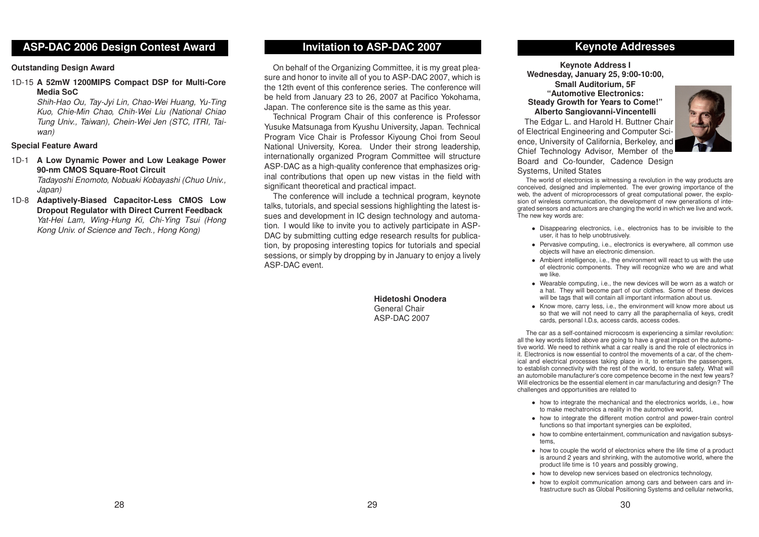## ASP-DAC 2006 Design Contest Award

**Outstanding Design Award**

1D-15 **A 52mW 1200MIPS Compact DSP for Multi-Core Media SoC**
*Shih-Hao Ou, Tay-Jyi Lin, Chao-Wei Huang, Yu-Ting Kuo, Chie-Min Chao, Chih-Wei Liu (National Chiao Tung Univ., Taiwan), Chein-Wei Jen (STC, ITRI, Taiwan)*

**Special Feature Award**

1D-1 **A Low Dynamic Power and Low Leakage Power 90-nm CMOS Square-Root Circuit**
*Tadayoshi Enomoto, Nobuaki Kobayashi (Chuo Univ., Japan)*

1D-8 **Adaptively-Biased Capacitor-Less CMOS Low Dropout Regulator with Direct Current Feedback**
*Yat-Hei Lam, Wing-Hung Ki, Chi-Ying Tsui (Hong Kong Univ. of Science and Tech., Hong Kong)*

## Invitation to ASP-DAC 2007

On behalf of the Organizing Committee, it is my great pleasure and honor to invite all of you to ASP-DAC 2007, which is the 12th event of this conference series. The conference will be held from January 23 to 26, 2007 at Pacifico Yokohama, Japan. The conference site is the same as this year.

Technical Program Chair of this conference is Professor Yusuke Matsunaga from Kyushu University, Japan. Technical Program Vice Chair is Professor Kiyoung Choi from Seoul National University, Korea. Under their strong leadership, internationally organized Program Committee will structure ASP-DAC as a high-quality conference that emphasizes original contributions that open up new vistas in the field with significant theoretical and practical impact.

The conference will include a technical program, keynote talks, tutorials, and special sessions highlighting the latest issues and development in IC design technology and automation. I would like to invite you to actively participate in ASP-DAC by submitting cutting edge research results for publication, by proposing interesting topics for tutorials and special sessions, or simply by dropping by in January to enjoy a lively ASP-DAC event.

**Hidetoshi Onodera**
General Chair
ASP-DAC 2007

## Keynote Addresses

**Keynote Address I**
**Wednesday, January 25, 9:00-10:00,**
**Small Auditorium, 5F**
**"Automotive Electronics:**
**Steady Growth for Years to Come!"**
**Alberto Sangiovanni-Vincentelli**

The Edgar L. and Harold H. Buttner Chair of Electrical Engineering and Computer Science, University of California, Berkeley, and Chief Technology Advisor, Member of the Board and Co-founder, Cadence Design Systems, United States

The world of electronics is witnessing a revolution in the way products are conceived, designed and implemented. The ever growing importance of the web, the advent of microprocessors of great computational power, the explosion of wireless communication, the development of new generations of integrated sensors and actuators are changing the world in which we live and work. The new key words are:

- Disappearing electronics, i.e., electronics has to be invisible to the user, it has to help unobtrusively.
- Pervasive computing, i.e., electronics is everywhere, all common use objects will have an electronic dimension.
- Ambient intelligence, i.e., the environment will react to us with the use of electronic components. They will recognize who we are and what we like.
- Wearable computing, i.e., the new devices will be worn as a watch or a hat. They will become part of our clothes. Some of these devices will be tags that will contain all important information about us.
- Know more, carry less, i.e., the environment will know more about us so that we will not need to carry all the paraphernalia of keys, credit cards, personal I.D.s, access cards, access codes.

The car as a self-contained microcosm is experiencing a similar revolution: all the key words listed above are going to have a great impact on the automotive world. We need to rethink what a car really is and the role of electronics in it. Electronics is now essential to control the movements of a car, of the chemical and electrical processes taking place in it, to entertain the passengers, to establish connectivity with the rest of the world, to ensure safety. What will an automobile manufacturer's core competence become in the next few years? Will electronics be the essential element in car manufacturing and design? The challenges and opportunities are related to

- how to integrate the mechanical and the electronics worlds, i.e., how to make mechatronics a reality in the automotive world,
- how to integrate the different motion control and power-train control functions so that important synergies can be exploited,
- how to combine entertainment, communication and navigation subsystems,
- how to couple the world of electronics where the life time of a product is around 2 years and shrinking, with the automotive world, where the product life time is 10 years and possibly growing,
- how to develop new services based on electronics technology,
- how to exploit communication among cars and between cars and infrastructure such as Global Positioning Systems and cellular networks,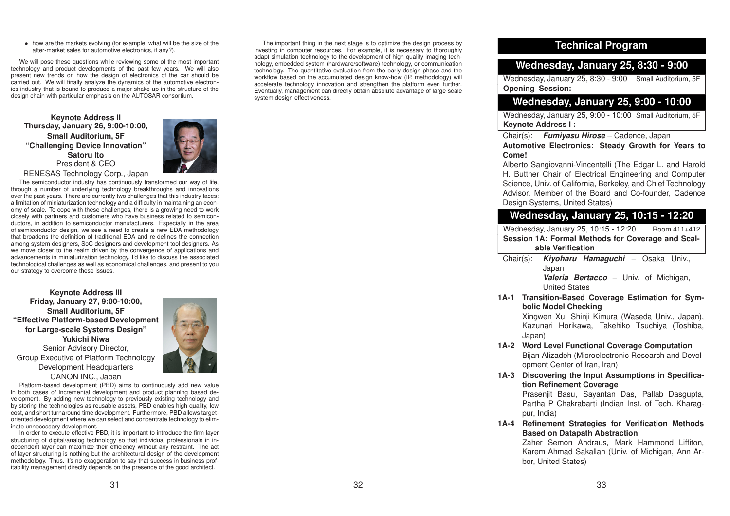- how are the markets evolving (for example, what will be the size of the after-market sales for automotive electronics, if any?).

We will pose these questions while reviewing some of the most important technology and product developments of the past few years. We will also present new trends on how the design of electronics of the car should be carried out. We will finally analyze the dynamics of the automotive electronics industry that is bound to produce a major shake-up in the structure of the design chain with particular emphasis on the AUTOSAR consortium.

**Keynote Address II**
**Thursday, January 26, 9:00-10:00,**
**Small Auditorium, 5F**
**"Challenging Device Innovation"**
**Satoru Ito**
President & CEO
RENESAS Technology Corp., Japan

The semiconductor industry has continuously transformed our way of life, through a number of underlying technology breakthroughs and innovations over the past years. There are currently two challenges that this industry faces: a limitation of miniaturization technology and a difficulty in maintaining an economy of scale. To cope with these challenges, there is a growing need to work closely with partners and customers who have business related to semiconductors, in addition to semiconductor manufacturers. Especially in the area of semiconductor design, we see a need to create a new EDA methodology that broadens the definition of traditional EDA and re-defines the connection among system designers, SoC designers and development tool designers. As we move closer to the realm driven by the convergence of applications and advancements in miniaturization technology, I'd like to discuss the associated technological challenges as well as economical challenges, and present to you our strategy to overcome these issues.

**Keynote Address III**
**Friday, January 27, 9:00-10:00,**
**Small Auditorium, 5F**
**"Effective Platform-based Development for Large-scale Systems Design"**
**Yukichi Niwa**
Senior Advisory Director,
Group Executive of Platform Technology
Development Headquarters
CANON INC., Japan

Platform-based development (PBD) aims to continuously add new value in both cases of incremental development and product planning based development. By adding new technology to previously existing technology and by storing the technologies as reusable assets, PBD enables high quality, low cost, and short turnaround time development. Furthermore, PBD allows target-oriented development where we can select and concentrate technology to eliminate unnecessary development.

In order to execute effective PBD, it is important to introduce the firm layer structuring of digital/analog technology so that individual professionals in independent layer can maximize their efficiency without any restraint. The act of layer structuring is nothing but the architectural design of the development methodology. Thus, it's no exaggeration to say that success in business profitability management directly depends on the presence of the good architect.

The important thing in the next stage is to optimize the design process by investing in computer resources. For example, it is necessary to thoroughly adapt simulation technology to the development of high quality imaging technology, embedded system (hardware/software) technology, or communication technology. The quantitative evaluation from the early design phase and the workflow based on the accumulated design know-how (IP, methodology) will accelerate technology innovation and strengthen the platform even further. Eventually, management can directly obtain absolute advantage of large-scale system design effectiveness.

# Technical Program

## Wednesday, January 25, 8:30 - 9:00

Wednesday, January 25, 8:30 - 9:00 Small Auditorium, 5F
**Opening Session:**

## Wednesday, January 25, 9:00 - 10:00

Wednesday, January 25, 9:00 - 10:00 Small Auditorium, 5F
**Keynote Address I :**

Chair(s): ***Fumiyasu Hirose*** – Cadence, Japan

**Automotive Electronics: Steady Growth for Years to Come!**

Alberto Sangiovanni-Vincentelli (The Edgar L. and Harold H. Buttner Chair of Electrical Engineering and Computer Science, Univ. of California, Berkeley, and Chief Technology Advisor, Member of the Board and Co-founder, Cadence Design Systems, United States)

## Wednesday, January 25, 10:15 - 12:20

Wednesday, January 25, 10:15 - 12:20 Room 411+412
**Session 1A: Formal Methods for Coverage and Scalable Verification**

Chair(s): ***Kiyoharu Hamaguchi*** – Osaka Univ., Japan
***Valeria Bertacco*** – Univ. of Michigan, United States

**1A-1 Transition-Based Coverage Estimation for Symbolic Model Checking**
Xingwen Xu, Shinji Kimura (Waseda Univ., Japan), Kazunari Horikawa, Takehiko Tsuchiya (Toshiba, Japan)

**1A-2 Word Level Functional Coverage Computation**
Bijan Alizadeh (Microelectronic Research and Development Center of Iran, Iran)

**1A-3 Discovering the Input Assumptions in Specification Refinement Coverage**
Prasenjit Basu, Sayantan Das, Pallab Dasgupta, Partha P Chakrabarti (Indian Inst. of Tech. Kharagpur, India)

**1A-4 Refinement Strategies for Verification Methods Based on Datapath Abstraction**
Zaher Semon Andraus, Mark Hammond Liffiton, Karem Ahmad Sakallah (Univ. of Michigan, Ann Arbor, United States)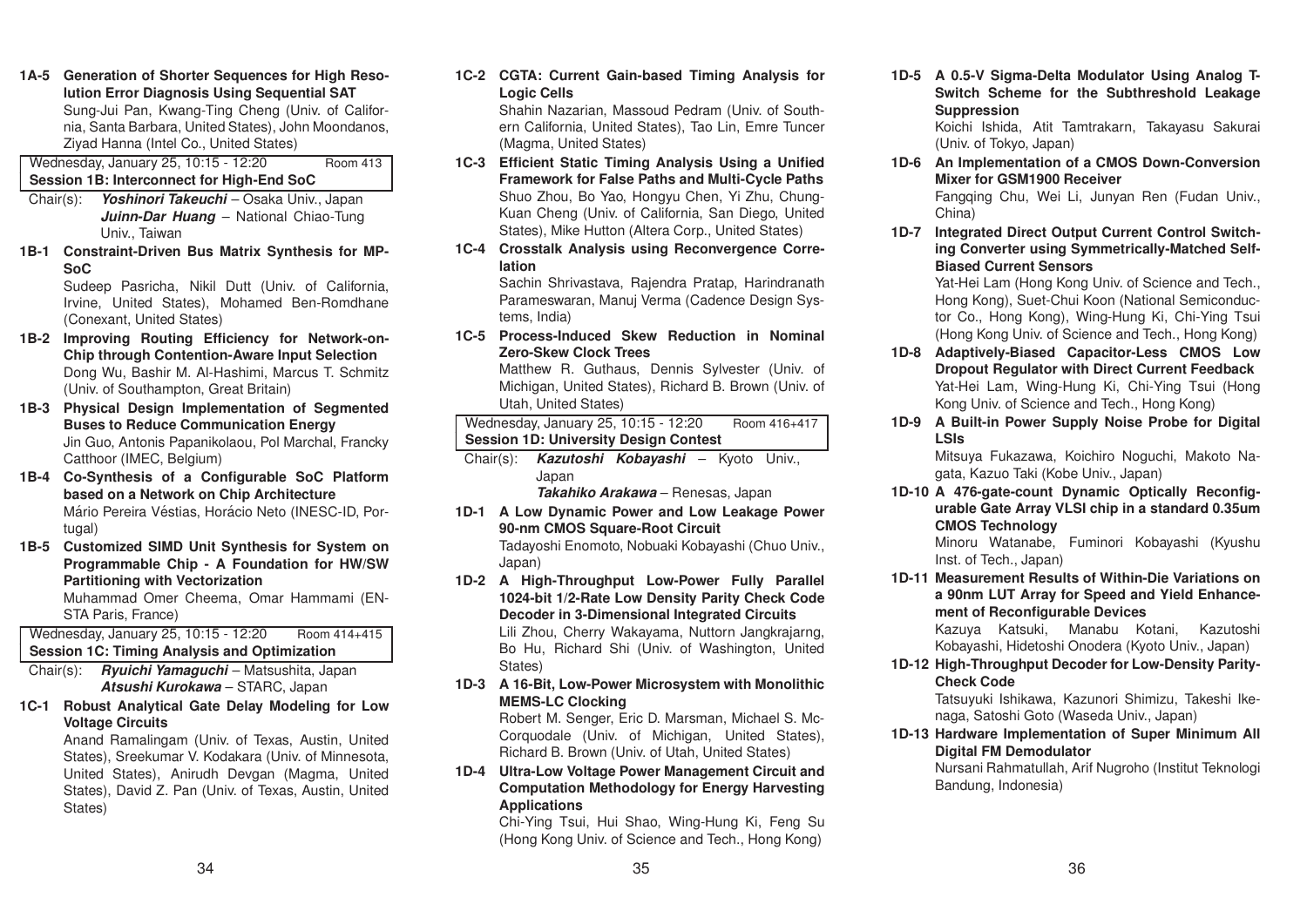**1A-5 Generation of Shorter Sequences for High Resolution Error Diagnosis Using Sequential SAT**
Sung-Jui Pan, Kwang-Ting Cheng (Univ. of California, Santa Barbara, United States), John Moondanos, Ziyad Hanna (Intel Co., United States)

Wednesday, January 25, 10:15 - 12:20 — Room 413

## Session 1B: Interconnect for High-End SoC

Chair(s): ***Yoshinori Takeuchi*** – Osaka Univ., Japan
***Juinn-Dar Huang*** – National Chiao-Tung Univ., Taiwan

**1B-1 Constraint-Driven Bus Matrix Synthesis for MPSoC**
Sudeep Pasricha, Nikil Dutt (Univ. of California, Irvine, United States), Mohamed Ben-Romdhane (Conexant, United States)

**1B-2 Improving Routing Efficiency for Network-on-Chip through Contention-Aware Input Selection**
Dong Wu, Bashir M. Al-Hashimi, Marcus T. Schmitz (Univ. of Southampton, Great Britain)

**1B-3 Physical Design Implementation of Segmented Buses to Reduce Communication Energy**
Jin Guo, Antonis Papanikolaou, Pol Marchal, Francky Catthoor (IMEC, Belgium)

**1B-4 Co-Synthesis of a Configurable SoC Platform based on a Network on Chip Architecture**
Mário Pereira Véstias, Horácio Neto (INESC-ID, Portugal)

**1B-5 Customized SIMD Unit Synthesis for System on Programmable Chip - A Foundation for HW/SW Partitioning with Vectorization**
Muhammad Omer Cheema, Omar Hammami (ENSTA Paris, France)

Wednesday, January 25, 10:15 - 12:20 — Room 414+415

## Session 1C: Timing Analysis and Optimization

Chair(s): ***Ryuichi Yamaguchi*** – Matsushita, Japan
***Atsushi Kurokawa*** – STARC, Japan

**1C-1 Robust Analytical Gate Delay Modeling for Low Voltage Circuits**
Anand Ramalingam (Univ. of Texas, Austin, United States), Sreekumar V. Kodakara (Univ. of Minnesota, United States), Anirudh Devgan (Magma, United States), David Z. Pan (Univ. of Texas, Austin, United States)

**1C-2 CGTA: Current Gain-based Timing Analysis for Logic Cells**
Shahin Nazarian, Massoud Pedram (Univ. of Southern California, United States), Tao Lin, Emre Tuncer (Magma, United States)

**1C-3 Efficient Static Timing Analysis Using a Unified Framework for False Paths and Multi-Cycle Paths**
Shuo Zhou, Bo Yao, Hongyu Chen, Yi Zhu, Chung-Kuan Cheng (Univ. of California, San Diego, United States), Mike Hutton (Altera Corp., United States)

**1C-4 Crosstalk Analysis using Reconvergence Correlation**
Sachin Shrivastava, Rajendra Pratap, Harindranath Parameswaran, Manuj Verma (Cadence Design Systems, India)

**1C-5 Process-Induced Skew Reduction in Nominal Zero-Skew Clock Trees**
Matthew R. Guthaus, Dennis Sylvester (Univ. of Michigan, United States), Richard B. Brown (Univ. of Utah, United States)

Wednesday, January 25, 10:15 - 12:20 — Room 416+417

## Session 1D: University Design Contest

Chair(s): ***Kazutoshi Kobayashi*** – Kyoto Univ., Japan
***Takahiko Arakawa*** – Renesas, Japan

**1D-1 A Low Dynamic Power and Low Leakage Power 90-nm CMOS Square-Root Circuit**
Tadayoshi Enomoto, Nobuaki Kobayashi (Chuo Univ., Japan)

**1D-2 A High-Throughput Low-Power Fully Parallel 1024-bit 1/2-Rate Low Density Parity Check Code Decoder in 3-Dimensional Integrated Circuits**
Lili Zhou, Cherry Wakayama, Nuttorn Jangkrajarng, Bo Hu, Richard Shi (Univ. of Washington, United States)

**1D-3 A 16-Bit, Low-Power Microsystem with Monolithic MEMS-LC Clocking**
Robert M. Senger, Eric D. Marsman, Michael S. McCorquodale (Univ. of Michigan, United States), Richard B. Brown (Univ. of Utah, United States)

**1D-4 Ultra-Low Voltage Power Management Circuit and Computation Methodology for Energy Harvesting Applications**
Chi-Ying Tsui, Hui Shao, Wing-Hung Ki, Feng Su (Hong Kong Univ. of Science and Tech., Hong Kong)

**1D-5 A 0.5-V Sigma-Delta Modulator Using Analog T-Switch Scheme for the Subthreshold Leakage Suppression**
Koichi Ishida, Atit Tamtrakarn, Takayasu Sakurai (Univ. of Tokyo, Japan)

**1D-6 An Implementation of a CMOS Down-Conversion Mixer for GSM1900 Receiver**
Fangqing Chu, Wei Li, Junyan Ren (Fudan Univ., China)

**1D-7 Integrated Direct Output Current Control Switching Converter using Symmetrically-Matched Self-Biased Current Sensors**
Yat-Hei Lam (Hong Kong Univ. of Science and Tech., Hong Kong), Suet-Chui Koon (National Semiconductor Co., Hong Kong), Wing-Hung Ki, Chi-Ying Tsui (Hong Kong Univ. of Science and Tech., Hong Kong)

**1D-8 Adaptively-Biased Capacitor-Less CMOS Low Dropout Regulator with Direct Current Feedback**
Yat-Hei Lam, Wing-Hung Ki, Chi-Ying Tsui (Hong Kong Univ. of Science and Tech., Hong Kong)

**1D-9 A Built-in Power Supply Noise Probe for Digital LSIs**
Mitsuya Fukazawa, Koichiro Noguchi, Makoto Nagata, Kazuo Taki (Kobe Univ., Japan)

**1D-10 A 476-gate-count Dynamic Optically Reconfigurable Gate Array VLSI chip in a standard 0.35um CMOS Technology**
Minoru Watanabe, Fuminori Kobayashi (Kyushu Inst. of Tech., Japan)

**1D-11 Measurement Results of Within-Die Variations on a 90nm LUT Array for Speed and Yield Enhancement of Reconfigurable Devices**
Kazuya Katsuki, Manabu Kotani, Kazutoshi Kobayashi, Hidetoshi Onodera (Kyoto Univ., Japan)

**1D-12 High-Throughput Decoder for Low-Density Parity-Check Code**
Tatsuyuki Ishikawa, Kazunori Shimizu, Takeshi Ikenaga, Satoshi Goto (Waseda Univ., Japan)

**1D-13 Hardware Implementation of Super Minimum All Digital FM Demodulator**
Nursani Rahmatullah, Arif Nugroho (Institut Teknologi Bandung, Indonesia)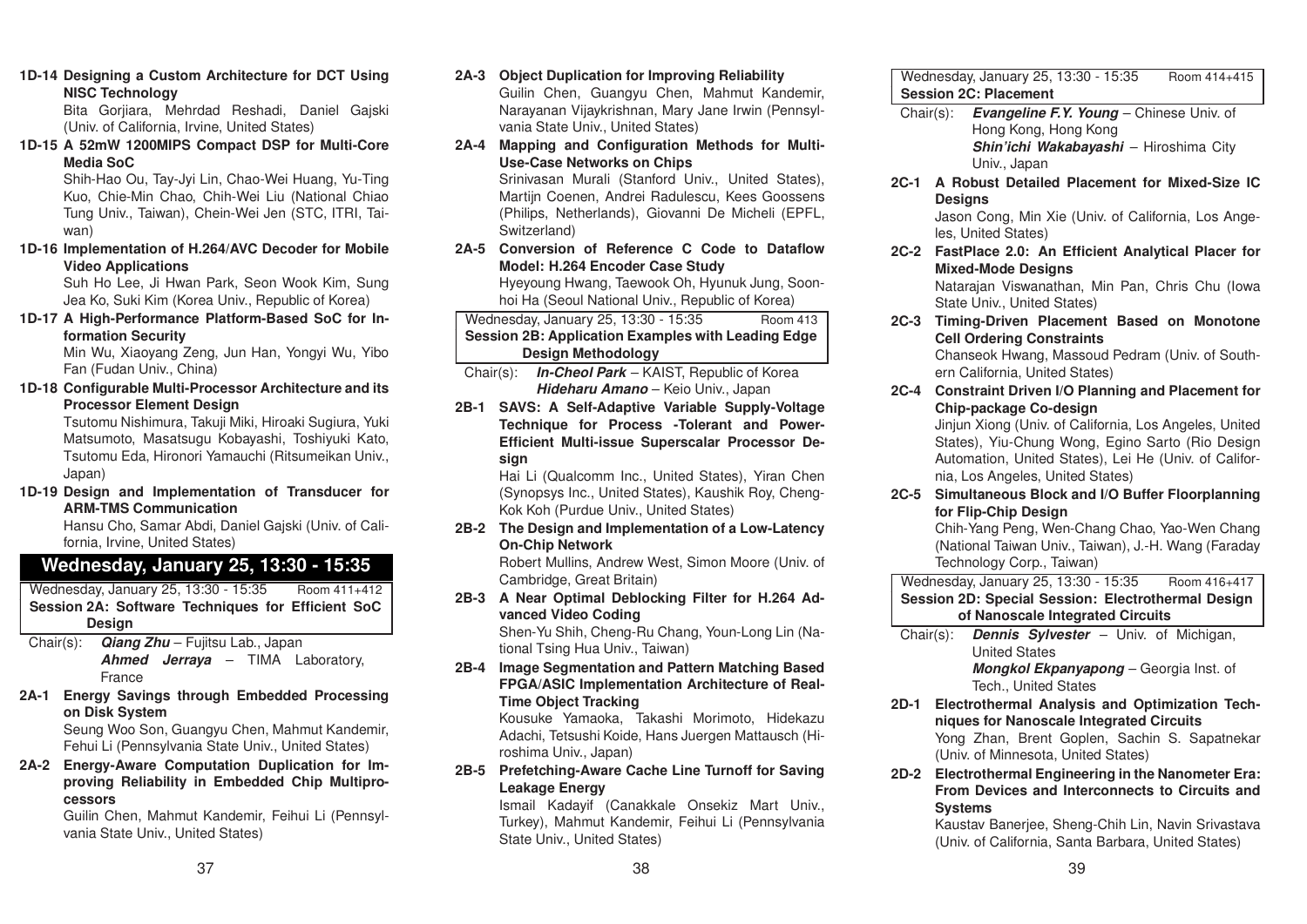**1D-14 Designing a Custom Architecture for DCT Using NISC Technology**
Bita Gorjiara, Mehrdad Reshadi, Daniel Gajski (Univ. of California, Irvine, United States)

**1D-15 A 52mW 1200MIPS Compact DSP for Multi-Core Media SoC**
Shih-Hao Ou, Tay-Jyi Lin, Chao-Wei Huang, Yu-Ting Kuo, Chie-Min Chao, Chih-Wei Liu (National Chiao Tung Univ., Taiwan), Chein-Wei Jen (STC, ITRI, Taiwan)

**1D-16 Implementation of H.264/AVC Decoder for Mobile Video Applications**
Suh Ho Lee, Ji Hwan Park, Seon Wook Kim, Sung Jea Ko, Suki Kim (Korea Univ., Republic of Korea)

**1D-17 A High-Performance Platform-Based SoC for Information Security**
Min Wu, Xiaoyang Zeng, Jun Han, Yongyi Wu, Yibo Fan (Fudan Univ., China)

**1D-18 Configurable Multi-Processor Architecture and its Processor Element Design**
Tsutomu Nishimura, Takuji Miki, Hiroaki Sugiura, Yuki Matsumoto, Masatsugu Kobayashi, Toshiyuki Kato, Tsutomu Eda, Hironori Yamauchi (Ritsumeikan Univ., Japan)

**1D-19 Design and Implementation of Transducer for ARM-TMS Communication**
Hansu Cho, Samar Abdi, Daniel Gajski (Univ. of California, Irvine, United States)

## Wednesday, January 25, 13:30 - 15:35

Wednesday, January 25, 13:30 - 15:35 Room 411+412

### Session 2A: Software Techniques for Efficient SoC Design

Chair(s): ***Qiang Zhu*** – Fujitsu Lab., Japan
***Ahmed Jerraya*** – TIMA Laboratory, France

**2A-1 Energy Savings through Embedded Processing on Disk System**
Seung Woo Son, Guangyu Chen, Mahmut Kandemir, Fehui Li (Pennsylvania State Univ., United States)

**2A-2 Energy-Aware Computation Duplication for Improving Reliability in Embedded Chip Multiprocessors**
Guilin Chen, Mahmut Kandemir, Feihui Li (Pennsylvania State Univ., United States)

**2A-3 Object Duplication for Improving Reliability**
Guilin Chen, Guangyu Chen, Mahmut Kandemir, Narayanan Vijaykrishnan, Mary Jane Irwin (Pennsylvania State Univ., United States)

**2A-4 Mapping and Configuration Methods for Multi-Use-Case Networks on Chips**
Srinivasan Murali (Stanford Univ., United States), Martijn Coenen, Andrei Radulescu, Kees Goossens (Philips, Netherlands), Giovanni De Micheli (EPFL, Switzerland)

**2A-5 Conversion of Reference C Code to Dataflow Model: H.264 Encoder Case Study**
Hyeyoung Hwang, Taewook Oh, Hyunuk Jung, Soonhoi Ha (Seoul National Univ., Republic of Korea)

Wednesday, January 25, 13:30 - 15:35 Room 413

### Session 2B: Application Examples with Leading Edge Design Methodology

Chair(s): ***In-Cheol Park*** – KAIST, Republic of Korea
***Hideharu Amano*** – Keio Univ., Japan

**2B-1 SAVS: A Self-Adaptive Variable Supply-Voltage Technique for Process -Tolerant and Power-Efficient Multi-issue Superscalar Processor Design**
Hai Li (Qualcomm Inc., United States), Yiran Chen (Synopsys Inc., United States), Kaushik Roy, Cheng-Kok Koh (Purdue Univ., United States)

**2B-2 The Design and Implementation of a Low-Latency On-Chip Network**
Robert Mullins, Andrew West, Simon Moore (Univ. of Cambridge, Great Britain)

**2B-3 A Near Optimal Deblocking Filter for H.264 Advanced Video Coding**
Shen-Yu Shih, Cheng-Ru Chang, Youn-Long Lin (National Tsing Hua Univ., Taiwan)

**2B-4 Image Segmentation and Pattern Matching Based FPGA/ASIC Implementation Architecture of Real-Time Object Tracking**
Kousuke Yamaoka, Takashi Morimoto, Hidekazu Adachi, Tetsushi Koide, Hans Juergen Mattausch (Hiroshima Univ., Japan)

**2B-5 Prefetching-Aware Cache Line Turnoff for Saving Leakage Energy**
Ismail Kadayif (Canakkale Onsekiz Mart Univ., Turkey), Mahmut Kandemir, Feihui Li (Pennsylvania State Univ., United States)

Wednesday, January 25, 13:30 - 15:35 Room 414+415

### Session 2C: Placement

Chair(s): ***Evangeline F.Y. Young*** – Chinese Univ. of Hong Kong, Hong Kong
***Shin'ichi Wakabayashi*** – Hiroshima City Univ., Japan

**2C-1 A Robust Detailed Placement for Mixed-Size IC Designs**
Jason Cong, Min Xie (Univ. of California, Los Angeles, United States)

**2C-2 FastPlace 2.0: An Efficient Analytical Placer for Mixed-Mode Designs**
Natarajan Viswanathan, Min Pan, Chris Chu (Iowa State Univ., United States)

**2C-3 Timing-Driven Placement Based on Monotone Cell Ordering Constraints**
Chanseok Hwang, Massoud Pedram (Univ. of Southern California, United States)

**2C-4 Constraint Driven I/O Planning and Placement for Chip-package Co-design**
Jinjun Xiong (Univ. of California, Los Angeles, United States), Yiu-Chung Wong, Egino Sarto (Rio Design Automation, United States), Lei He (Univ. of California, Los Angeles, United States)

**2C-5 Simultaneous Block and I/O Buffer Floorplanning for Flip-Chip Design**
Chih-Yang Peng, Wen-Chang Chao, Yao-Wen Chang (National Taiwan Univ., Taiwan), J.-H. Wang (Faraday Technology Corp., Taiwan)

Wednesday, January 25, 13:30 - 15:35 Room 416+417

### Session 2D: Special Session: Electrothermal Design of Nanoscale Integrated Circuits

Chair(s): ***Dennis Sylvester*** – Univ. of Michigan, United States
***Mongkol Ekpanyapong*** – Georgia Inst. of Tech., United States

**2D-1 Electrothermal Analysis and Optimization Techniques for Nanoscale Integrated Circuits**
Yong Zhan, Brent Goplen, Sachin S. Sapatnekar (Univ. of Minnesota, United States)

**2D-2 Electrothermal Engineering in the Nanometer Era: From Devices and Interconnects to Circuits and Systems**
Kaustav Banerjee, Sheng-Chih Lin, Navin Srivastava (Univ. of California, Santa Barbara, United States)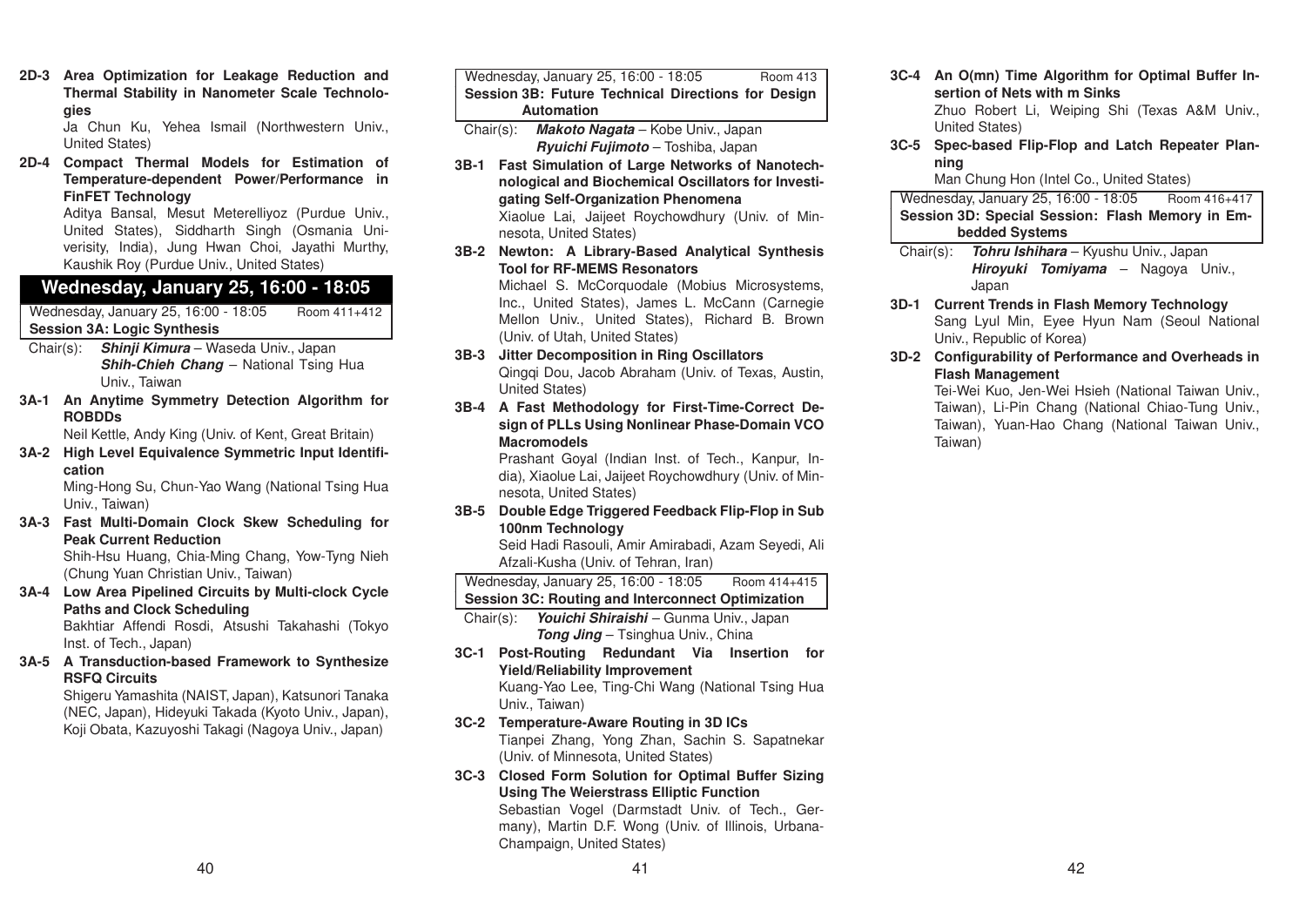**2D-3 Area Optimization for Leakage Reduction and Thermal Stability in Nanometer Scale Technologies**

Ja Chun Ku, Yehea Ismail (Northwestern Univ., United States)

**2D-4 Compact Thermal Models for Estimation of Temperature-dependent Power/Performance in FinFET Technology**

Aditya Bansal, Mesut Meterelliyoz (Purdue Univ., United States), Siddharth Singh (Osmania Univerisity, India), Jung Hwan Choi, Jayathi Murthy, Kaushik Roy (Purdue Univ., United States)

## Wednesday, January 25, 16:00 - 18:05

Wednesday, January 25, 16:00 - 18:05 Room 411+412

### Session 3A: Logic Synthesis

Chair(s): ***Shinji Kimura*** – Waseda Univ., Japan
***Shih-Chieh Chang*** – National Tsing Hua Univ., Taiwan

**3A-1 An Anytime Symmetry Detection Algorithm for ROBDDs**

Neil Kettle, Andy King (Univ. of Kent, Great Britain)

**3A-2 High Level Equivalence Symmetric Input Identification**

Ming-Hong Su, Chun-Yao Wang (National Tsing Hua Univ., Taiwan)

**3A-3 Fast Multi-Domain Clock Skew Scheduling for Peak Current Reduction**

Shih-Hsu Huang, Chia-Ming Chang, Yow-Tyng Nieh (Chung Yuan Christian Univ., Taiwan)

**3A-4 Low Area Pipelined Circuits by Multi-clock Cycle Paths and Clock Scheduling**

Bakhtiar Affendi Rosdi, Atsushi Takahashi (Tokyo Inst. of Tech., Japan)

**3A-5 A Transduction-based Framework to Synthesize RSFQ Circuits**

Shigeru Yamashita (NAIST, Japan), Katsunori Tanaka (NEC, Japan), Hideyuki Takada (Kyoto Univ., Japan), Koji Obata, Kazuyoshi Takagi (Nagoya Univ., Japan)

Wednesday, January 25, 16:00 - 18:05 Room 413

### Session 3B: Future Technical Directions for Design Automation

Chair(s): ***Makoto Nagata*** – Kobe Univ., Japan
***Ryuichi Fujimoto*** – Toshiba, Japan

**3B-1 Fast Simulation of Large Networks of Nanotechnological and Biochemical Oscillators for Investigating Self-Organization Phenomena**

Xiaolue Lai, Jaijeet Roychowdhury (Univ. of Minnesota, United States)

**3B-2 Newton: A Library-Based Analytical Synthesis Tool for RF-MEMS Resonators**

Michael S. McCorquodale (Mobius Microsystems, Inc., United States), James L. McCann (Carnegie Mellon Univ., United States), Richard B. Brown (Univ. of Utah, United States)

**3B-3 Jitter Decomposition in Ring Oscillators**

Qingqi Dou, Jacob Abraham (Univ. of Texas, Austin, United States)

**3B-4 A Fast Methodology for First-Time-Correct Design of PLLs Using Nonlinear Phase-Domain VCO Macromodels**

Prashant Goyal (Indian Inst. of Tech., Kanpur, India), Xiaolue Lai, Jaijeet Roychowdhury (Univ. of Minnesota, United States)

**3B-5 Double Edge Triggered Feedback Flip-Flop in Sub 100nm Technology**

Seid Hadi Rasouli, Amir Amirabadi, Azam Seyedi, Ali Afzali-Kusha (Univ. of Tehran, Iran)

Wednesday, January 25, 16:00 - 18:05 Room 414+415

### Session 3C: Routing and Interconnect Optimization

Chair(s): ***Youichi Shiraishi*** – Gunma Univ., Japan
***Tong Jing*** – Tsinghua Univ., China

**3C-1 Post-Routing Redundant Via Insertion for Yield/Reliability Improvement**

Kuang-Yao Lee, Ting-Chi Wang (National Tsing Hua Univ., Taiwan)

**3C-2 Temperature-Aware Routing in 3D ICs**

Tianpei Zhang, Yong Zhan, Sachin S. Sapatnekar (Univ. of Minnesota, United States)

**3C-3 Closed Form Solution for Optimal Buffer Sizing Using The Weierstrass Elliptic Function**

Sebastian Vogel (Darmstadt Univ. of Tech., Germany), Martin D.F. Wong (Univ. of Illinois, Urbana-Champaign, United States)

**3C-4 An O(mn) Time Algorithm for Optimal Buffer Insertion of Nets with m Sinks**

Zhuo Robert Li, Weiping Shi (Texas A&M Univ., United States)

**3C-5 Spec-based Flip-Flop and Latch Repeater Planning**

Man Chung Hon (Intel Co., United States)

Wednesday, January 25, 16:00 - 18:05 Room 416+417

### Session 3D: Special Session: Flash Memory in Embedded Systems

Chair(s): ***Tohru Ishihara*** – Kyushu Univ., Japan
***Hiroyuki Tomiyama*** – Nagoya Univ., Japan

**3D-1 Current Trends in Flash Memory Technology**

Sang Lyul Min, Eyee Hyun Nam (Seoul National Univ., Republic of Korea)

**3D-2 Configurability of Performance and Overheads in Flash Management**

Tei-Wei Kuo, Jen-Wei Hsieh (National Taiwan Univ., Taiwan), Li-Pin Chang (National Chiao-Tung Univ., Taiwan), Yuan-Hao Chang (National Taiwan Univ., Taiwan)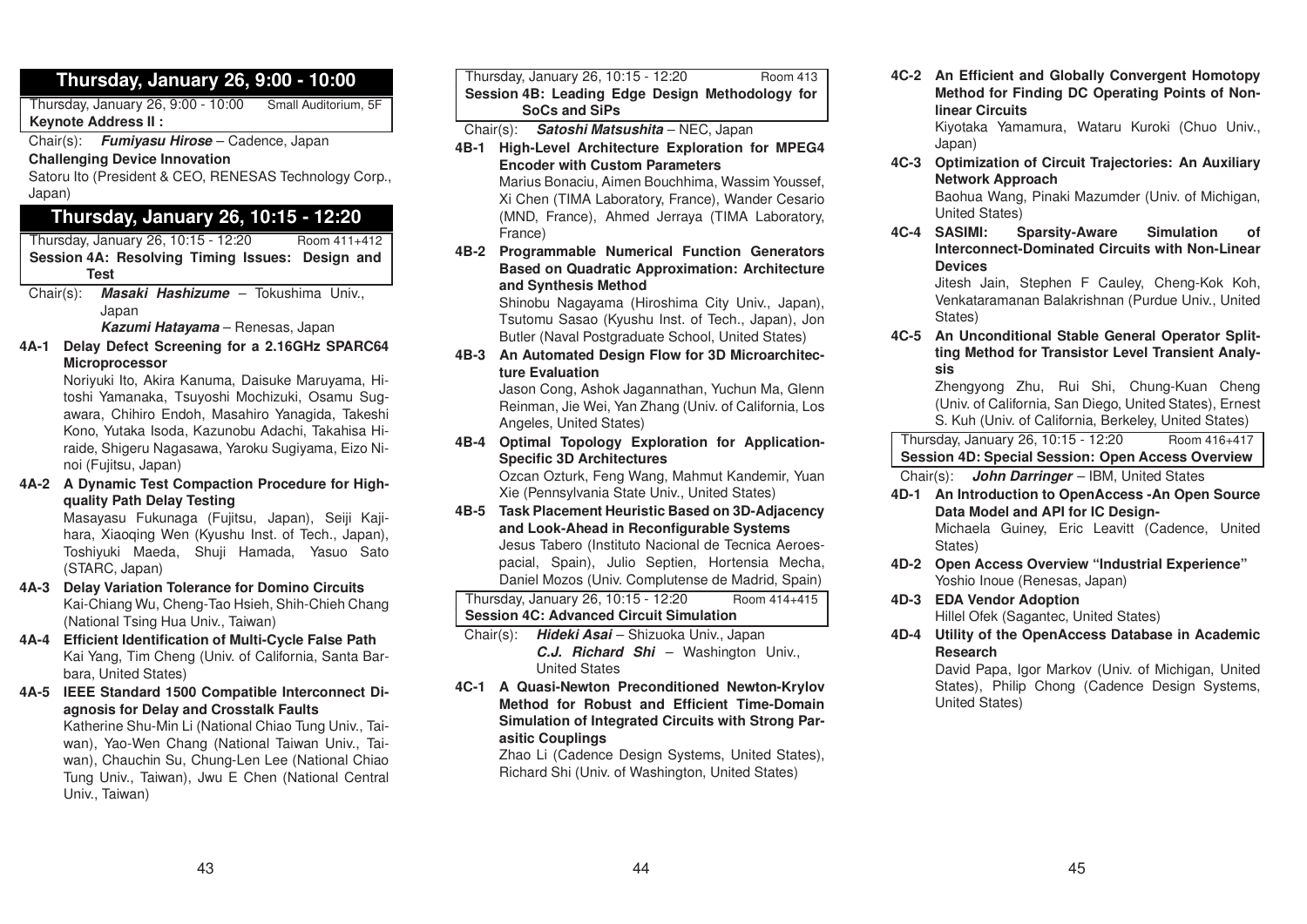## Thursday, January 26, 9:00 - 10:00

Thursday, January 26, 9:00 - 10:00 Small Auditorium, 5F

**Keynote Address II :**

Chair(s): ***Fumiyasu Hirose*** – Cadence, Japan

**Challenging Device Innovation**

Satoru Ito (President & CEO, RENESAS Technology Corp., Japan)

## Thursday, January 26, 10:15 - 12:20

Thursday, January 26, 10:15 - 12:20 Room 411+412

### Session 4A: Resolving Timing Issues: Design and Test

Chair(s): ***Masaki Hashizume*** – Tokushima Univ., Japan
***Kazumi Hatayama*** – Renesas, Japan

**4A-1 Delay Defect Screening for a 2.16GHz SPARC64 Microprocessor**
Noriyuki Ito, Akira Kanuma, Daisuke Maruyama, Hitoshi Yamanaka, Tsuyoshi Mochizuki, Osamu Sugawara, Chihiro Endoh, Masahiro Yanagida, Takeshi Kono, Yutaka Isoda, Kazunobu Adachi, Takahisa Hiraide, Shigeru Nagasawa, Yaroku Sugiyama, Eizo Ninoi (Fujitsu, Japan)

**4A-2 A Dynamic Test Compaction Procedure for High-quality Path Delay Testing**
Masayasu Fukunaga (Fujitsu, Japan), Seiji Kajihara, Xiaoqing Wen (Kyushu Inst. of Tech., Japan), Toshiyuki Maeda, Shuji Hamada, Yasuo Sato (STARC, Japan)

**4A-3 Delay Variation Tolerance for Domino Circuits**
Kai-Chiang Wu, Cheng-Tao Hsieh, Shih-Chieh Chang (National Tsing Hua Univ., Taiwan)

**4A-4 Efficient Identification of Multi-Cycle False Path**
Kai Yang, Tim Cheng (Univ. of California, Santa Barbara, United States)

**4A-5 IEEE Standard 1500 Compatible Interconnect Diagnosis for Delay and Crosstalk Faults**
Katherine Shu-Min Li (National Chiao Tung Univ., Taiwan), Yao-Wen Chang (National Taiwan Univ., Taiwan), Chauchin Su, Chung-Len Lee (National Chiao Tung Univ., Taiwan), Jwu E Chen (National Central Univ., Taiwan)

Thursday, January 26, 10:15 - 12:20 Room 413

### Session 4B: Leading Edge Design Methodology for SoCs and SiPs

Chair(s): ***Satoshi Matsushita*** – NEC, Japan

**4B-1 High-Level Architecture Exploration for MPEG4 Encoder with Custom Parameters**
Marius Bonaciu, Aimen Bouchhima, Wassim Youssef, Xi Chen (TIMA Laboratory, France), Wander Cesario (MND, France), Ahmed Jerraya (TIMA Laboratory, France)

**4B-2 Programmable Numerical Function Generators Based on Quadratic Approximation: Architecture and Synthesis Method**
Shinobu Nagayama (Hiroshima City Univ., Japan), Tsutomu Sasao (Kyushu Inst. of Tech., Japan), Jon Butler (Naval Postgraduate School, United States)

**4B-3 An Automated Design Flow for 3D Microarchitecture Evaluation**
Jason Cong, Ashok Jagannathan, Yuchun Ma, Glenn Reinman, Jie Wei, Yan Zhang (Univ. of California, Los Angeles, United States)

**4B-4 Optimal Topology Exploration for Application-Specific 3D Architectures**
Ozcan Ozturk, Feng Wang, Mahmut Kandemir, Yuan Xie (Pennsylvania State Univ., United States)

**4B-5 Task Placement Heuristic Based on 3D-Adjacency and Look-Ahead in Reconfigurable Systems**
Jesus Tabero (Instituto Nacional de Tecnica Aeroespacial, Spain), Julio Septien, Hortensia Mecha, Daniel Mozos (Univ. Complutense de Madrid, Spain)

Thursday, January 26, 10:15 - 12:20 Room 414+415

### Session 4C: Advanced Circuit Simulation

Chair(s): ***Hideki Asai*** – Shizuoka Univ., Japan
***C.J. Richard Shi*** – Washington Univ., United States

**4C-1 A Quasi-Newton Preconditioned Newton-Krylov Method for Robust and Efficient Time-Domain Simulation of Integrated Circuits with Strong Parasitic Couplings**
Zhao Li (Cadence Design Systems, United States), Richard Shi (Univ. of Washington, United States)

**4C-2 An Efficient and Globally Convergent Homotopy Method for Finding DC Operating Points of Nonlinear Circuits**
Kiyotaka Yamamura, Wataru Kuroki (Chuo Univ., Japan)

**4C-3 Optimization of Circuit Trajectories: An Auxiliary Network Approach**
Baohua Wang, Pinaki Mazumder (Univ. of Michigan, United States)

**4C-4 SASIMI: Sparsity-Aware Simulation of Interconnect-Dominated Circuits with Non-Linear Devices**
Jitesh Jain, Stephen F Cauley, Cheng-Kok Koh, Venkataramanan Balakrishnan (Purdue Univ., United States)

**4C-5 An Unconditional Stable General Operator Splitting Method for Transistor Level Transient Analysis**
Zhengyong Zhu, Rui Shi, Chung-Kuan Cheng (Univ. of California, San Diego, United States), Ernest S. Kuh (Univ. of California, Berkeley, United States)

Thursday, January 26, 10:15 - 12:20 Room 416+417

### Session 4D: Special Session: Open Access Overview

Chair(s): ***John Darringer*** – IBM, United States

**4D-1 An Introduction to OpenAccess -An Open Source Data Model and API for IC Design-**
Michaela Guiney, Eric Leavitt (Cadence, United States)

**4D-2 Open Access Overview "Industrial Experience"**
Yoshio Inoue (Renesas, Japan)

**4D-3 EDA Vendor Adoption**
Hillel Ofek (Sagantec, United States)

**4D-4 Utility of the OpenAccess Database in Academic Research**
David Papa, Igor Markov (Univ. of Michigan, United States), Philip Chong (Cadence Design Systems, United States)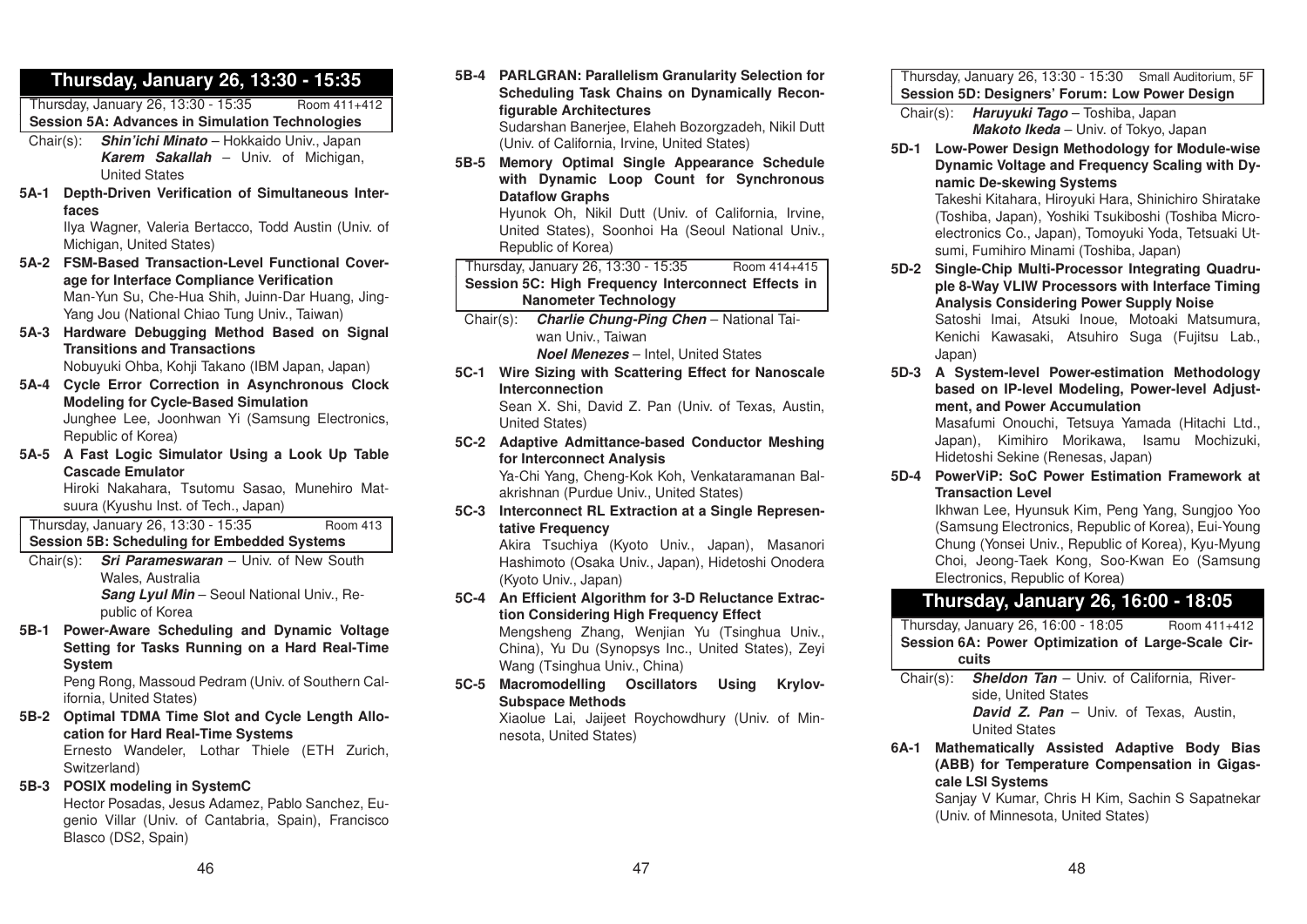## Thursday, January 26, 13:30 - 15:35

Thursday, January 26, 13:30 - 15:35 — Room 411+412

### Session 5A: Advances in Simulation Technologies

Chair(s): ***Shin'ichi Minato*** – Hokkaido Univ., Japan
***Karem Sakallah*** – Univ. of Michigan, United States

**5A-1 Depth-Driven Verification of Simultaneous Interfaces**
Ilya Wagner, Valeria Bertacco, Todd Austin (Univ. of Michigan, United States)

**5A-2 FSM-Based Transaction-Level Functional Coverage for Interface Compliance Verification**
Man-Yun Su, Che-Hua Shih, Juinn-Dar Huang, Jing-Yang Jou (National Chiao Tung Univ., Taiwan)

**5A-3 Hardware Debugging Method Based on Signal Transitions and Transactions**
Nobuyuki Ohba, Kohji Takano (IBM Japan, Japan)

**5A-4 Cycle Error Correction in Asynchronous Clock Modeling for Cycle-Based Simulation**
Junghee Lee, Joonhwan Yi (Samsung Electronics, Republic of Korea)

**5A-5 A Fast Logic Simulator Using a Look Up Table Cascade Emulator**
Hiroki Nakahara, Tsutomu Sasao, Munehiro Matsuura (Kyushu Inst. of Tech., Japan)

Thursday, January 26, 13:30 - 15:35 — Room 413

### Session 5B: Scheduling for Embedded Systems

Chair(s): ***Sri Parameswaran*** – Univ. of New South Wales, Australia
***Sang Lyul Min*** – Seoul National Univ., Republic of Korea

**5B-1 Power-Aware Scheduling and Dynamic Voltage Setting for Tasks Running on a Hard Real-Time System**
Peng Rong, Massoud Pedram (Univ. of Southern California, United States)

**5B-2 Optimal TDMA Time Slot and Cycle Length Allocation for Hard Real-Time Systems**
Ernesto Wandeler, Lothar Thiele (ETH Zurich, Switzerland)

**5B-3 POSIX modeling in SystemC**
Hector Posadas, Jesus Adamez, Pablo Sanchez, Eugenio Villar (Univ. of Cantabria, Spain), Francisco Blasco (DS2, Spain)

**5B-4 PARLGRAN: Parallelism Granularity Selection for Scheduling Task Chains on Dynamically Reconfigurable Architectures**
Sudarshan Banerjee, Elaheh Bozorgzadeh, Nikil Dutt (Univ. of California, Irvine, United States)

**5B-5 Memory Optimal Single Appearance Schedule with Dynamic Loop Count for Synchronous Dataflow Graphs**
Hyunok Oh, Nikil Dutt (Univ. of California, Irvine, United States), Soonhoi Ha (Seoul National Univ., Republic of Korea)

Thursday, January 26, 13:30 - 15:35 — Room 414+415

### Session 5C: High Frequency Interconnect Effects in Nanometer Technology

Chair(s): ***Charlie Chung-Ping Chen*** – National Taiwan Univ., Taiwan
***Noel Menezes*** – Intel, United States

**5C-1 Wire Sizing with Scattering Effect for Nanoscale Interconnection**
Sean X. Shi, David Z. Pan (Univ. of Texas, Austin, United States)

**5C-2 Adaptive Admittance-based Conductor Meshing for Interconnect Analysis**
Ya-Chi Yang, Cheng-Kok Koh, Venkataramanan Balakrishnan (Purdue Univ., United States)

**5C-3 Interconnect RL Extraction at a Single Representative Frequency**
Akira Tsuchiya (Kyoto Univ., Japan), Masanori Hashimoto (Osaka Univ., Japan), Hidetoshi Onodera (Kyoto Univ., Japan)

**5C-4 An Efficient Algorithm for 3-D Reluctance Extraction Considering High Frequency Effect**
Mengsheng Zhang, Wenjian Yu (Tsinghua Univ., China), Yu Du (Synopsys Inc., United States), Zeyi Wang (Tsinghua Univ., China)

**5C-5 Macromodelling Oscillators Using Krylov-Subspace Methods**
Xiaolue Lai, Jaijeet Roychowdhury (Univ. of Minnesota, United States)

Thursday, January 26, 13:30 - 15:30 — Small Auditorium, 5F

### Session 5D: Designers' Forum: Low Power Design

Chair(s): ***Haruyuki Tago*** – Toshiba, Japan
***Makoto Ikeda*** – Univ. of Tokyo, Japan

**5D-1 Low-Power Design Methodology for Module-wise Dynamic Voltage and Frequency Scaling with Dynamic De-skewing Systems**
Takeshi Kitahara, Hiroyuki Hara, Shinichiro Shiratake (Toshiba, Japan), Yoshiki Tsukiboshi (Toshiba Microelectronics Co., Japan), Tomoyuki Yoda, Tetsuaki Utsumi, Fumihiro Minami (Toshiba, Japan)

**5D-2 Single-Chip Multi-Processor Integrating Quadruple 8-Way VLIW Processors with Interface Timing Analysis Considering Power Supply Noise**
Satoshi Imai, Atsuki Inoue, Motoaki Matsumura, Kenichi Kawasaki, Atsuhiro Suga (Fujitsu Lab., Japan)

**5D-3 A System-level Power-estimation Methodology based on IP-level Modeling, Power-level Adjustment, and Power Accumulation**
Masafumi Onouchi, Tetsuya Yamada (Hitachi Ltd., Japan), Kimihiro Morikawa, Isamu Mochizuki, Hidetoshi Sekine (Renesas, Japan)

**5D-4 PowerViP: SoC Power Estimation Framework at Transaction Level**
Ikhwan Lee, Hyunsuk Kim, Peng Yang, Sungjoo Yoo (Samsung Electronics, Republic of Korea), Eui-Young Chung (Yonsei Univ., Republic of Korea), Kyu-Myung Choi, Jeong-Taek Kong, Soo-Kwan Eo (Samsung Electronics, Republic of Korea)

## Thursday, January 26, 16:00 - 18:05

Thursday, January 26, 16:00 - 18:05 — Room 411+412

### Session 6A: Power Optimization of Large-Scale Circuits

Chair(s): ***Sheldon Tan*** – Univ. of California, Riverside, United States
***David Z. Pan*** – Univ. of Texas, Austin, United States

**6A-1 Mathematically Assisted Adaptive Body Bias (ABB) for Temperature Compensation in Gigascale LSI Systems**
Sanjay V Kumar, Chris H Kim, Sachin S Sapatnekar (Univ. of Minnesota, United States)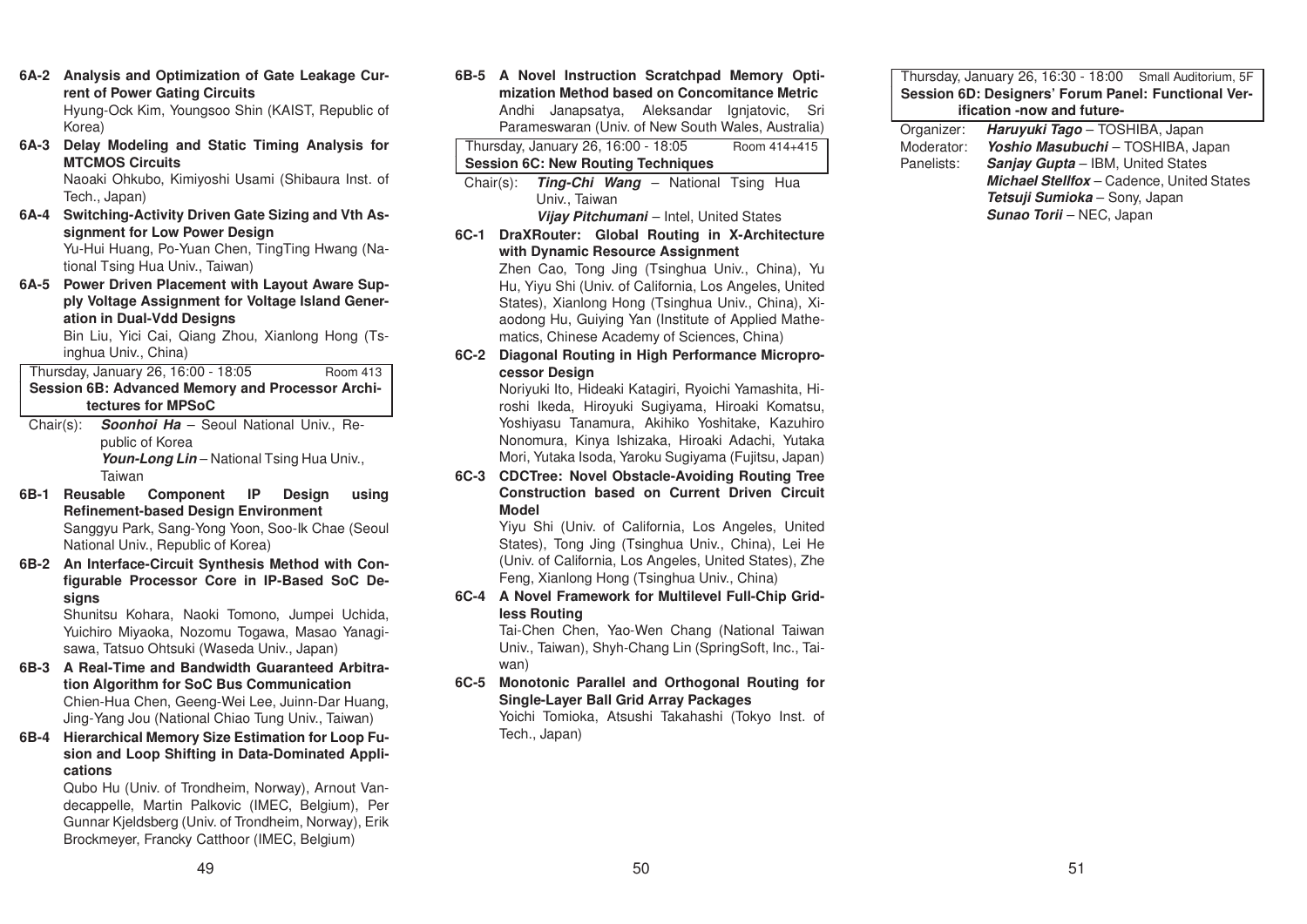**6A-2 Analysis and Optimization of Gate Leakage Current of Power Gating Circuits**
Hyung-Ock Kim, Youngsoo Shin (KAIST, Republic of Korea)

**6A-3 Delay Modeling and Static Timing Analysis for MTCMOS Circuits**
Naoaki Ohkubo, Kimiyoshi Usami (Shibaura Inst. of Tech., Japan)

**6A-4 Switching-Activity Driven Gate Sizing and Vth Assignment for Low Power Design**
Yu-Hui Huang, Po-Yuan Chen, TingTing Hwang (National Tsing Hua Univ., Taiwan)

**6A-5 Power Driven Placement with Layout Aware Supply Voltage Assignment for Voltage Island Generation in Dual-Vdd Designs**
Bin Liu, Yici Cai, Qiang Zhou, Xianlong Hong (Tsinghua Univ., China)

Thursday, January 26, 16:00 - 18:05 Room 413

## Session 6B: Advanced Memory and Processor Architectures for MPSoC

Chair(s): ***Soonhoi Ha*** – Seoul National Univ., Republic of Korea
***Youn-Long Lin*** – National Tsing Hua Univ., Taiwan

**6B-1 Reusable Component IP Design using Refinement-based Design Environment**
Sanggyu Park, Sang-Yong Yoon, Soo-Ik Chae (Seoul National Univ., Republic of Korea)

**6B-2 An Interface-Circuit Synthesis Method with Configurable Processor Core in IP-Based SoC Designs**
Shunitsu Kohara, Naoki Tomono, Jumpei Uchida, Yuichiro Miyaoka, Nozomu Togawa, Masao Yanagisawa, Tatsuo Ohtsuki (Waseda Univ., Japan)

**6B-3 A Real-Time and Bandwidth Guaranteed Arbitration Algorithm for SoC Bus Communication**
Chien-Hua Chen, Geeng-Wei Lee, Juinn-Dar Huang, Jing-Yang Jou (National Chiao Tung Univ., Taiwan)

**6B-4 Hierarchical Memory Size Estimation for Loop Fusion and Loop Shifting in Data-Dominated Applications**
Qubo Hu (Univ. of Trondheim, Norway), Arnout Vandecappelle, Martin Palkovic (IMEC, Belgium), Per Gunnar Kjeldsberg (Univ. of Trondheim, Norway), Erik Brockmeyer, Francky Catthoor (IMEC, Belgium)

**6B-5 A Novel Instruction Scratchpad Memory Optimization Method based on Concomitance Metric**
Andhi Janapsatya, Aleksandar Ignjatovic, Sri Parameswaran (Univ. of New South Wales, Australia)

Thursday, January 26, 16:00 - 18:05 Room 414+415

## Session 6C: New Routing Techniques

Chair(s): ***Ting-Chi Wang*** – National Tsing Hua Univ., Taiwan
***Vijay Pitchumani*** – Intel, United States

**6C-1 DraXRouter: Global Routing in X-Architecture with Dynamic Resource Assignment**
Zhen Cao, Tong Jing (Tsinghua Univ., China), Yu Hu, Yiyu Shi (Univ. of California, Los Angeles, United States), Xianlong Hong (Tsinghua Univ., China), Xiaodong Hu, Guiying Yan (Institute of Applied Mathematics, Chinese Academy of Sciences, China)

**6C-2 Diagonal Routing in High Performance Microprocessor Design**
Noriyuki Ito, Hideaki Katagiri, Ryoichi Yamashita, Hiroshi Ikeda, Hiroyuki Sugiyama, Hiroaki Komatsu, Yoshiyasu Tanamura, Akihiko Yoshitake, Kazuhiro Nonomura, Kinya Ishizaka, Hiroaki Adachi, Yutaka Mori, Yutaka Isoda, Yaroku Sugiyama (Fujitsu, Japan)

**6C-3 CDCTree: Novel Obstacle-Avoiding Routing Tree Construction based on Current Driven Circuit Model**
Yiyu Shi (Univ. of California, Los Angeles, United States), Tong Jing (Tsinghua Univ., China), Lei He (Univ. of California, Los Angeles, United States), Zhe Feng, Xianlong Hong (Tsinghua Univ., China)

**6C-4 A Novel Framework for Multilevel Full-Chip Gridless Routing**
Tai-Chen Chen, Yao-Wen Chang (National Taiwan Univ., Taiwan), Shyh-Chang Lin (SpringSoft, Inc., Taiwan)

**6C-5 Monotonic Parallel and Orthogonal Routing for Single-Layer Ball Grid Array Packages**
Yoichi Tomioka, Atsushi Takahashi (Tokyo Inst. of Tech., Japan)

Thursday, January 26, 16:30 - 18:00 Small Auditorium, 5F

## Session 6D: Designers' Forum Panel: Functional Verification -now and future-

Organizer: ***Haruyuki Tago*** – TOSHIBA, Japan
Moderator: ***Yoshio Masubuchi*** – TOSHIBA, Japan
Panelists: ***Sanjay Gupta*** – IBM, United States
***Michael Stellfox*** – Cadence, United States
***Tetsuji Sumioka*** – Sony, Japan
***Sunao Torii*** – NEC, Japan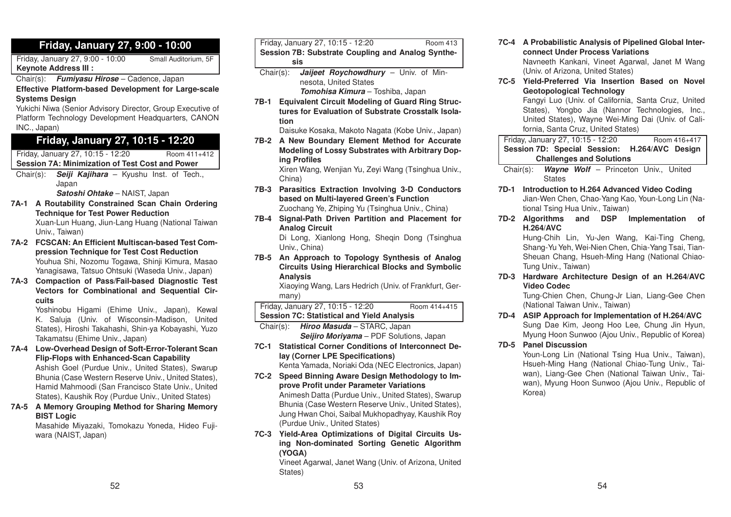## Friday, January 27, 9:00 - 10:00

Friday, January 27, 9:00 - 10:00 — Small Auditorium, 5F

**Keynote Address III :**

Chair(s): ***Fumiyasu Hirose*** – Cadence, Japan

**Effective Platform-based Development for Large-scale Systems Design**

Yukichi Niwa (Senior Advisory Director, Group Executive of Platform Technology Development Headquarters, CANON INC., Japan)

## Friday, January 27, 10:15 - 12:20

Friday, January 27, 10:15 - 12:20 — Room 411+412

**Session 7A: Minimization of Test Cost and Power**

Chair(s): ***Seiji Kajihara*** – Kyushu Inst. of Tech., Japan
***Satoshi Ohtake*** – NAIST, Japan

**7A-1 A Routability Constrained Scan Chain Ordering Technique for Test Power Reduction**
Xuan-Lun Huang, Jiun-Lang Huang (National Taiwan Univ., Taiwan)

**7A-2 FCSCAN: An Efficient Multiscan-based Test Compression Technique for Test Cost Reduction**
Youhua Shi, Nozomu Togawa, Shinji Kimura, Masao Yanagisawa, Tatsuo Ohtsuki (Waseda Univ., Japan)

**7A-3 Compaction of Pass/Fail-based Diagnostic Test Vectors for Combinational and Sequential Circuits**
Yoshinobu Higami (Ehime Univ., Japan), Kewal K. Saluja (Univ. of Wisconsin-Madison, United States), Hiroshi Takahashi, Shin-ya Kobayashi, Yuzo Takamatsu (Ehime Univ., Japan)

**7A-4 Low-Overhead Design of Soft-Error-Tolerant Scan Flip-Flops with Enhanced-Scan Capability**
Ashish Goel (Purdue Univ., United States), Swarup Bhunia (Case Western Reserve Univ., United States), Hamid Mahmoodi (San Francisco State Univ., United States), Kaushik Roy (Purdue Univ., United States)

**7A-5 A Memory Grouping Method for Sharing Memory BIST Logic**
Masahide Miyazaki, Tomokazu Yoneda, Hideo Fujiwara (NAIST, Japan)

Friday, January 27, 10:15 - 12:20 — Room 413

**Session 7B: Substrate Coupling and Analog Synthesis**

Chair(s): ***Jaijeet Roychowdhury*** – Univ. of Minnesota, United States
***Tomohisa Kimura*** – Toshiba, Japan

**7B-1 Equivalent Circuit Modeling of Guard Ring Structures for Evaluation of Substrate Crosstalk Isolation**
Daisuke Kosaka, Makoto Nagata (Kobe Univ., Japan)

**7B-2 A New Boundary Element Method for Accurate Modeling of Lossy Substrates with Arbitrary Doping Profiles**
Xiren Wang, Wenjian Yu, Zeyi Wang (Tsinghua Univ., China)

**7B-3 Parasitics Extraction Involving 3-D Conductors based on Multi-layered Green's Function**
Zuochang Ye, Zhiping Yu (Tsinghua Univ., China)

**7B-4 Signal-Path Driven Partition and Placement for Analog Circuit**
Di Long, Xianlong Hong, Sheqin Dong (Tsinghua Univ., China)

**7B-5 An Approach to Topology Synthesis of Analog Circuits Using Hierarchical Blocks and Symbolic Analysis**
Xiaoying Wang, Lars Hedrich (Univ. of Frankfurt, Germany)

Friday, January 27, 10:15 - 12:20 — Room 414+415

**Session 7C: Statistical and Yield Analysis**

Chair(s): ***Hiroo Masuda*** – STARC, Japan
***Seijiro Moriyama*** – PDF Solutions, Japan

**7C-1 Statistical Corner Conditions of Interconnect Delay (Corner LPE Specifications)**
Kenta Yamada, Noriaki Oda (NEC Electronics, Japan)

**7C-2 Speed Binning Aware Design Methodology to Improve Profit under Parameter Variations**
Animesh Datta (Purdue Univ., United States), Swarup Bhunia (Case Western Reserve Univ., United States), Jung Hwan Choi, Saibal Mukhopadhyay, Kaushik Roy (Purdue Univ., United States)

**7C-3 Yield-Area Optimizations of Digital Circuits Using Non-dominated Sorting Genetic Algorithm (YOGA)**
Vineet Agarwal, Janet Wang (Univ. of Arizona, United States)

**7C-4 A Probabilistic Analysis of Pipelined Global Interconnect Under Process Variations**
Navneeth Kankani, Vineet Agarwal, Janet M Wang (Univ. of Arizona, United States)

**7C-5 Yield-Preferred Via Insertion Based on Novel Geotopological Technology**
Fangyi Luo (Univ. of California, Santa Cruz, United States), Yongbo Jia (Nannor Technologies, Inc., United States), Wayne Wei-Ming Dai (Univ. of California, Santa Cruz, United States)

Friday, January 27, 10:15 - 12:20 — Room 416+417

**Session 7D: Special Session: H.264/AVC Design Challenges and Solutions**

Chair(s): ***Wayne Wolf*** – Princeton Univ., United States

**7D-1 Introduction to H.264 Advanced Video Coding**
Jian-Wen Chen, Chao-Yang Kao, Youn-Long Lin (National Tsing Hua Univ., Taiwan)

**7D-2 Algorithms and DSP Implementation of H.264/AVC**
Hung-Chih Lin, Yu-Jen Wang, Kai-Ting Cheng, Shang-Yu Yeh, Wei-Nien Chen, Chia-Yang Tsai, Tian-Sheuan Chang, Hsueh-Ming Hang (National Chiao-Tung Univ., Taiwan)

**7D-3 Hardware Architecture Design of an H.264/AVC Video Codec**
Tung-Chien Chen, Chung-Jr Lian, Liang-Gee Chen (National Taiwan Univ., Taiwan)

**7D-4 ASIP Approach for Implementation of H.264/AVC**
Sung Dae Kim, Jeong Hoo Lee, Chung Jin Hyun, Myung Hoon Sunwoo (Ajou Univ., Republic of Korea)

**7D-5 Panel Discussion**
Youn-Long Lin (National Tsing Hua Univ., Taiwan), Hsueh-Ming Hang (National Chiao-Tung Univ., Taiwan), Liang-Gee Chen (National Taiwan Univ., Taiwan), Myung Hoon Sunwoo (Ajou Univ., Republic of Korea)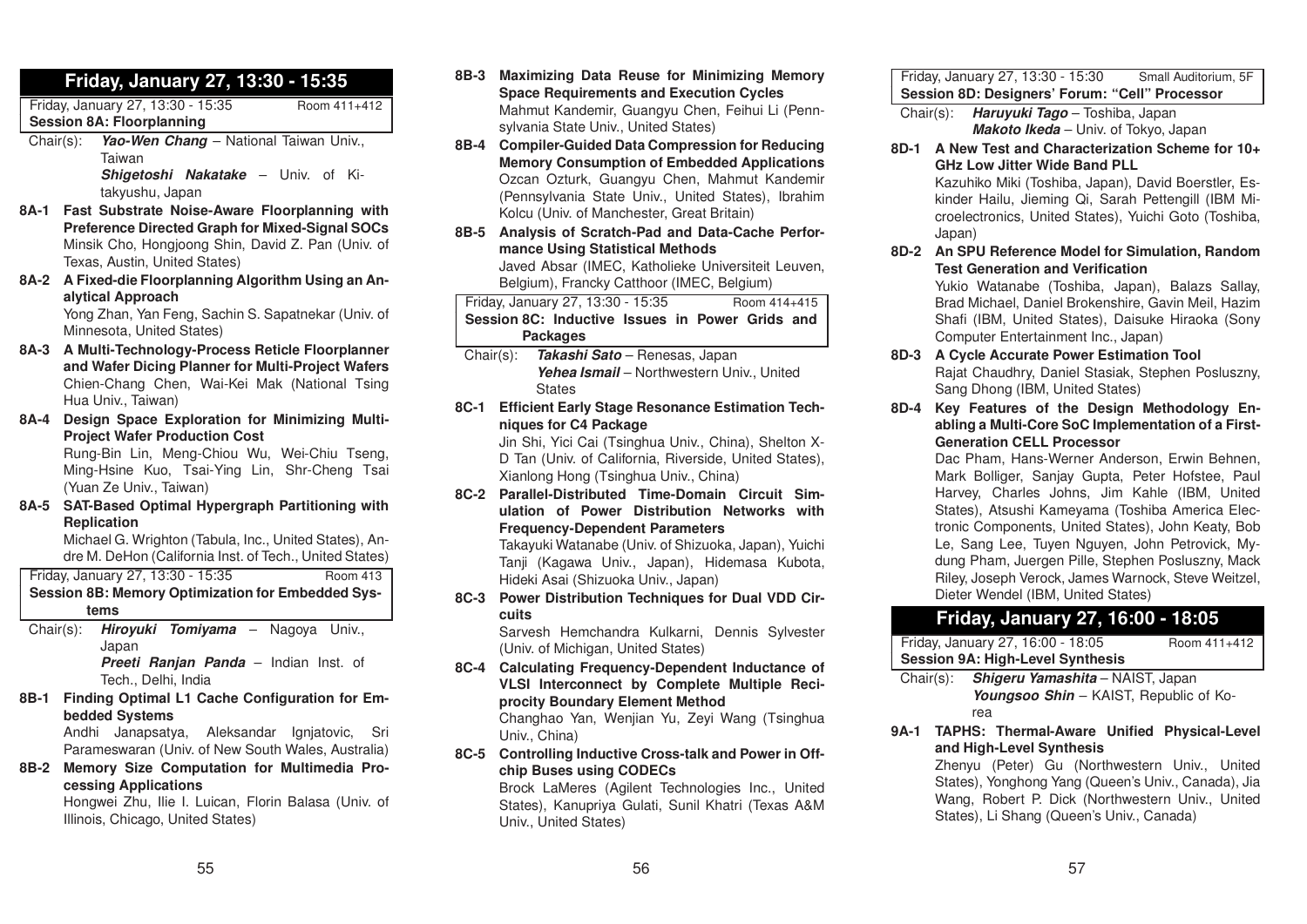## Friday, January 27, 13:30 - 15:35

Friday, January 27, 13:30 - 15:35 — Room 411+412

**Session 8A: Floorplanning**

Chair(s): ***Yao-Wen Chang*** – National Taiwan Univ., Taiwan
***Shigetoshi Nakatake*** – Univ. of Kitakyushu, Japan

**8A-1 Fast Substrate Noise-Aware Floorplanning with Preference Directed Graph for Mixed-Signal SOCs**
Minsik Cho, Hongjoong Shin, David Z. Pan (Univ. of Texas, Austin, United States)

**8A-2 A Fixed-die Floorplanning Algorithm Using an Analytical Approach**
Yong Zhan, Yan Feng, Sachin S. Sapatnekar (Univ. of Minnesota, United States)

**8A-3 A Multi-Technology-Process Reticle Floorplanner and Wafer Dicing Planner for Multi-Project Wafers**
Chien-Chang Chen, Wai-Kei Mak (National Tsing Hua Univ., Taiwan)

**8A-4 Design Space Exploration for Minimizing Multi-Project Wafer Production Cost**
Rung-Bin Lin, Meng-Chiou Wu, Wei-Chiu Tseng, Ming-Hsine Kuo, Tsai-Ying Lin, Shr-Cheng Tsai (Yuan Ze Univ., Taiwan)

**8A-5 SAT-Based Optimal Hypergraph Partitioning with Replication**
Michael G. Wrighton (Tabula, Inc., United States), Andre M. DeHon (California Inst. of Tech., United States)

Friday, January 27, 13:30 - 15:35 — Room 413

**Session 8B: Memory Optimization for Embedded Systems**

Chair(s): ***Hiroyuki Tomiyama*** – Nagoya Univ., Japan
***Preeti Ranjan Panda*** – Indian Inst. of Tech., Delhi, India

**8B-1 Finding Optimal L1 Cache Configuration for Embedded Systems**
Andhi Janapsatya, Aleksandar Ignjatovic, Sri Parameswaran (Univ. of New South Wales, Australia)

**8B-2 Memory Size Computation for Multimedia Processing Applications**
Hongwei Zhu, Ilie I. Luican, Florin Balasa (Univ. of Illinois, Chicago, United States)

**8B-3 Maximizing Data Reuse for Minimizing Memory Space Requirements and Execution Cycles**
Mahmut Kandemir, Guangyu Chen, Feihui Li (Pennsylvania State Univ., United States)

**8B-4 Compiler-Guided Data Compression for Reducing Memory Consumption of Embedded Applications**
Ozcan Ozturk, Guangyu Chen, Mahmut Kandemir (Pennsylvania State Univ., United States), Ibrahim Kolcu (Univ. of Manchester, Great Britain)

**8B-5 Analysis of Scratch-Pad and Data-Cache Performance Using Statistical Methods**
Javed Absar (IMEC, Katholieke Universiteit Leuven, Belgium), Francky Catthoor (IMEC, Belgium)

Friday, January 27, 13:30 - 15:35 — Room 414+415

**Session 8C: Inductive Issues in Power Grids and Packages**

Chair(s): ***Takashi Sato*** – Renesas, Japan
***Yehea Ismail*** – Northwestern Univ., United States

**8C-1 Efficient Early Stage Resonance Estimation Techniques for C4 Package**
Jin Shi, Yici Cai (Tsinghua Univ., China), Shelton X-D Tan (Univ. of California, Riverside, United States), Xianlong Hong (Tsinghua Univ., China)

**8C-2 Parallel-Distributed Time-Domain Circuit Simulation of Power Distribution Networks with Frequency-Dependent Parameters**
Takayuki Watanabe (Univ. of Shizuoka, Japan), Yuichi Tanji (Kagawa Univ., Japan), Hidemasa Kubota, Hideki Asai (Shizuoka Univ., Japan)

**8C-3 Power Distribution Techniques for Dual VDD Circuits**
Sarvesh Hemchandra Kulkarni, Dennis Sylvester (Univ. of Michigan, United States)

**8C-4 Calculating Frequency-Dependent Inductance of VLSI Interconnect by Complete Multiple Reciprocity Boundary Element Method**
Changhao Yan, Wenjian Yu, Zeyi Wang (Tsinghua Univ., China)

**8C-5 Controlling Inductive Cross-talk and Power in Off-chip Buses using CODECs**
Brock LaMeres (Agilent Technologies Inc., United States), Kanupriya Gulati, Sunil Khatri (Texas A&M Univ., United States)

Friday, January 27, 13:30 - 15:30 — Small Auditorium, 5F

**Session 8D: Designers' Forum: "Cell" Processor**

Chair(s): ***Haruyuki Tago*** – Toshiba, Japan
***Makoto Ikeda*** – Univ. of Tokyo, Japan

**8D-1 A New Test and Characterization Scheme for 10+ GHz Low Jitter Wide Band PLL**
Kazuhiko Miki (Toshiba, Japan), David Boerstler, Eskinder Hailu, Jieming Qi, Sarah Pettengill (IBM Microelectronics, United States), Yuichi Goto (Toshiba, Japan)

**8D-2 An SPU Reference Model for Simulation, Random Test Generation and Verification**
Yukio Watanabe (Toshiba, Japan), Balazs Sallay, Brad Michael, Daniel Brokenshire, Gavin Meil, Hazim Shafi (IBM, United States), Daisuke Hiraoka (Sony Computer Entertainment Inc., Japan)

**8D-3 A Cycle Accurate Power Estimation Tool**
Rajat Chaudhry, Daniel Stasiak, Stephen Posluszny, Sang Dhong (IBM, United States)

**8D-4 Key Features of the Design Methodology Enabling a Multi-Core SoC Implementation of a First-Generation CELL Processor**
Dac Pham, Hans-Werner Anderson, Erwin Behnen, Mark Bolliger, Sanjay Gupta, Peter Hofstee, Paul Harvey, Charles Johns, Jim Kahle (IBM, United States), Atsushi Kameyama (Toshiba America Electronic Components, United States), John Keaty, Bob Le, Sang Lee, Tuyen Nguyen, John Petrovick, Mydung Pham, Juergen Pille, Stephen Posluszny, Mack Riley, Joseph Verock, James Warnock, Steve Weitzel, Dieter Wendel (IBM, United States)

## Friday, January 27, 16:00 - 18:05

Friday, January 27, 16:00 - 18:05 — Room 411+412

**Session 9A: High-Level Synthesis**

Chair(s): ***Shigeru Yamashita*** – NAIST, Japan
***Youngsoo Shin*** – KAIST, Republic of Korea

**9A-1 TAPHS: Thermal-Aware Unified Physical-Level and High-Level Synthesis**
Zhenyu (Peter) Gu (Northwestern Univ., United States), Yonghong Yang (Queen's Univ., Canada), Jia Wang, Robert P. Dick (Northwestern Univ., United States), Li Shang (Queen's Univ., Canada)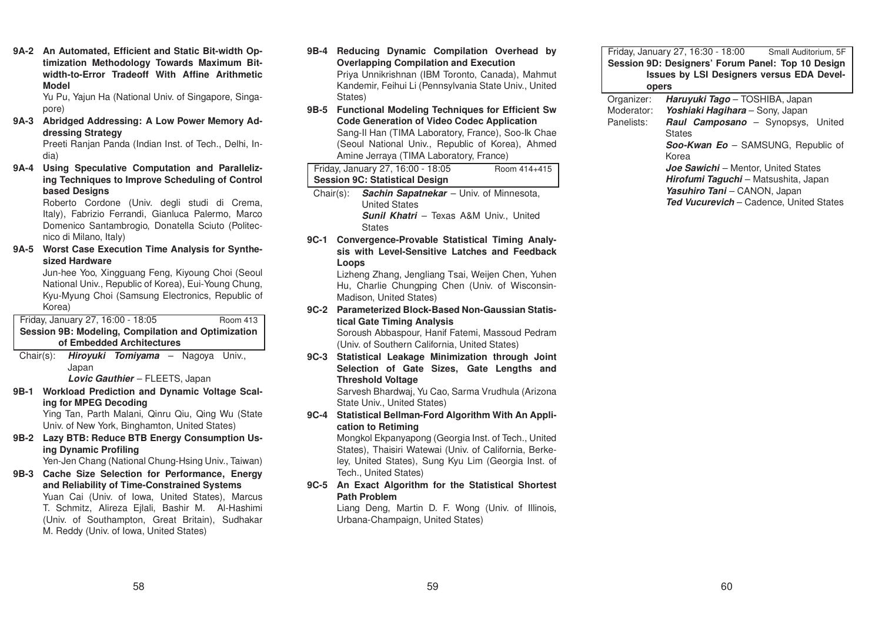**9A-2 An Automated, Efficient and Static Bit-width Optimization Methodology Towards Maximum Bit-width-to-Error Tradeoff With Affine Arithmetic Model**

Yu Pu, Yajun Ha (National Univ. of Singapore, Singapore)

**9A-3 Abridged Addressing: A Low Power Memory Addressing Strategy**

Preeti Ranjan Panda (Indian Inst. of Tech., Delhi, India)

**9A-4 Using Speculative Computation and Parallelizing Techniques to Improve Scheduling of Control based Designs**

Roberto Cordone (Univ. degli studi di Crema, Italy), Fabrizio Ferrandi, Gianluca Palermo, Marco Domenico Santambrogio, Donatella Sciuto (Politecnico di Milano, Italy)

**9A-5 Worst Case Execution Time Analysis for Synthesized Hardware**

Jun-hee Yoo, Xingguang Feng, Kiyoung Choi (Seoul National Univ., Republic of Korea), Eui-Young Chung, Kyu-Myung Choi (Samsung Electronics, Republic of Korea)

Friday, January 27, 16:00 - 18:05 — Room 413

## Session 9B: Modeling, Compilation and Optimization of Embedded Architectures

Chair(s): ***Hiroyuki Tomiyama*** – Nagoya Univ., Japan
***Lovic Gauthier*** – FLEETS, Japan

**9B-1 Workload Prediction and Dynamic Voltage Scaling for MPEG Decoding**

Ying Tan, Parth Malani, Qinru Qiu, Qing Wu (State Univ. of New York, Binghamton, United States)

**9B-2 Lazy BTB: Reduce BTB Energy Consumption Using Dynamic Profiling**

Yen-Jen Chang (National Chung-Hsing Univ., Taiwan)

**9B-3 Cache Size Selection for Performance, Energy and Reliability of Time-Constrained Systems**

Yuan Cai (Univ. of Iowa, United States), Marcus T. Schmitz, Alireza Ejlali, Bashir M. Al-Hashimi (Univ. of Southampton, Great Britain), Sudhakar M. Reddy (Univ. of Iowa, United States)

**9B-4 Reducing Dynamic Compilation Overhead by Overlapping Compilation and Execution**

Priya Unnikrishnan (IBM Toronto, Canada), Mahmut Kandemir, Feihui Li (Pennsylvania State Univ., United States)

**9B-5 Functional Modeling Techniques for Efficient Sw Code Generation of Video Codec Application**

Sang-Il Han (TIMA Laboratory, France), Soo-Ik Chae (Seoul National Univ., Republic of Korea), Ahmed Amine Jerraya (TIMA Laboratory, France)

Friday, January 27, 16:00 - 18:05 — Room 414+415

## Session 9C: Statistical Design

Chair(s): ***Sachin Sapatnekar*** – Univ. of Minnesota, United States
***Sunil Khatri*** – Texas A&M Univ., United States

**9C-1 Convergence-Provable Statistical Timing Analysis with Level-Sensitive Latches and Feedback Loops**

Lizheng Zhang, Jengliang Tsai, Weijen Chen, Yuhen Hu, Charlie Chungping Chen (Univ. of Wisconsin-Madison, United States)

**9C-2 Parameterized Block-Based Non-Gaussian Statistical Gate Timing Analysis**

Soroush Abbaspour, Hanif Fatemi, Massoud Pedram (Univ. of Southern California, United States)

**9C-3 Statistical Leakage Minimization through Joint Selection of Gate Sizes, Gate Lengths and Threshold Voltage**

Sarvesh Bhardwaj, Yu Cao, Sarma Vrudhula (Arizona State Univ., United States)

**9C-4 Statistical Bellman-Ford Algorithm With An Application to Retiming**

Mongkol Ekpanyapong (Georgia Inst. of Tech., United States), Thaisiri Watewai (Univ. of California, Berkeley, United States), Sung Kyu Lim (Georgia Inst. of Tech., United States)

**9C-5 An Exact Algorithm for the Statistical Shortest Path Problem**

Liang Deng, Martin D. F. Wong (Univ. of Illinois, Urbana-Champaign, United States)

Friday, January 27, 16:30 - 18:00 — Small Auditorium, 5F

## Session 9D: Designers' Forum Panel: Top 10 Design Issues by LSI Designers versus EDA Developers

Organizer: ***Haruyuki Tago*** – TOSHIBA, Japan

Moderator: ***Yoshiaki Hagihara*** – Sony, Japan

Panelists:
***Raul Camposano*** – Synopsys, United States
***Soo-Kwan Eo*** – SAMSUNG, Republic of Korea
***Joe Sawichi*** – Mentor, United States
***Hirofumi Taguchi*** – Matsushita, Japan
***Yasuhiro Tani*** – CANON, Japan
***Ted Vucurevich*** – Cadence, United States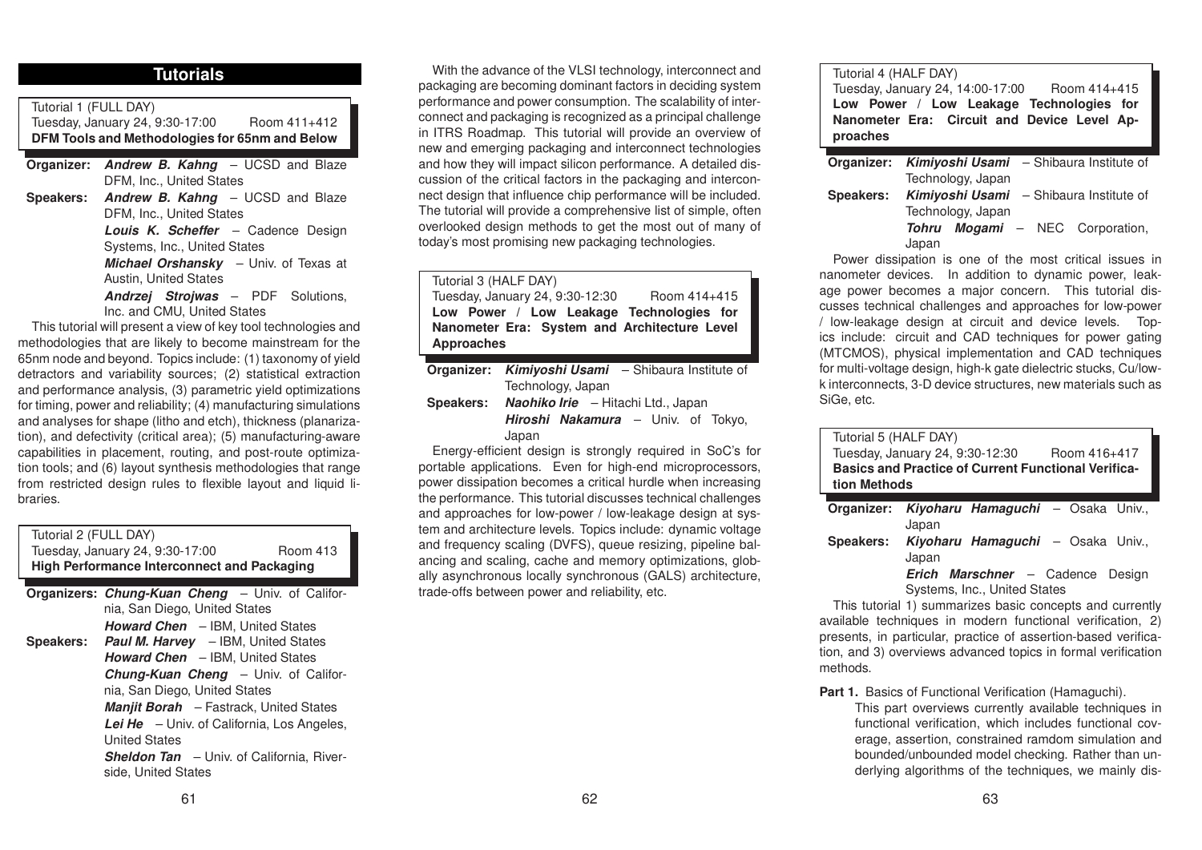## Tutorials

Tutorial 1 (FULL DAY)
Tuesday, January 24, 9:30-17:00 — Room 411+412
**DFM Tools and Methodologies for 65nm and Below**

**Organizer:** ***Andrew B. Kahng*** – UCSD and Blaze DFM, Inc., United States

**Speakers:** ***Andrew B. Kahng*** – UCSD and Blaze DFM, Inc., United States
***Louis K. Scheffer*** – Cadence Design Systems, Inc., United States
***Michael Orshansky*** – Univ. of Texas at Austin, United States
***Andrzej Strojwas*** – PDF Solutions, Inc. and CMU, United States

This tutorial will present a view of key tool technologies and methodologies that are likely to become mainstream for the 65nm node and beyond. Topics include: (1) taxonomy of yield detractors and variability sources; (2) statistical extraction and performance analysis, (3) parametric yield optimizations for timing, power and reliability; (4) manufacturing simulations and analyses for shape (litho and etch), thickness (planarization), and defectivity (critical area); (5) manufacturing-aware capabilities in placement, routing, and post-route optimization tools; and (6) layout synthesis methodologies that range from restricted design rules to flexible layout and liquid libraries.

Tutorial 2 (FULL DAY)
Tuesday, January 24, 9:30-17:00 — Room 413
**High Performance Interconnect and Packaging**

**Organizers:** ***Chung-Kuan Cheng*** – Univ. of California, San Diego, United States
***Howard Chen*** – IBM, United States

**Speakers:** ***Paul M. Harvey*** – IBM, United States
***Howard Chen*** – IBM, United States
***Chung-Kuan Cheng*** – Univ. of California, San Diego, United States
***Manjit Borah*** – Fastrack, United States
***Lei He*** – Univ. of California, Los Angeles, United States
***Sheldon Tan*** – Univ. of California, Riverside, United States

With the advance of the VLSI technology, interconnect and packaging are becoming dominant factors in deciding system performance and power consumption. The scalability of interconnect and packaging is recognized as a principal challenge in ITRS Roadmap. This tutorial will provide an overview of new and emerging packaging and interconnect technologies and how they will impact silicon performance. A detailed discussion of the critical factors in the packaging and interconnect design that influence chip performance will be included. The tutorial will provide a comprehensive list of simple, often overlooked design methods to get the most out of many of today's most promising new packaging technologies.

Tutorial 3 (HALF DAY)
Tuesday, January 24, 9:30-12:30 — Room 414+415
**Low Power / Low Leakage Technologies for Nanometer Era: System and Architecture Level Approaches**

**Organizer:** ***Kimiyoshi Usami*** – Shibaura Institute of Technology, Japan

**Speakers:** ***Naohiko Irie*** – Hitachi Ltd., Japan
***Hiroshi Nakamura*** – Univ. of Tokyo, Japan

Energy-efficient design is strongly required in SoC's for portable applications. Even for high-end microprocessors, power dissipation becomes a critical hurdle when increasing the performance. This tutorial discusses technical challenges and approaches for low-power / low-leakage design at system and architecture levels. Topics include: dynamic voltage and frequency scaling (DVFS), queue resizing, pipeline balancing and scaling, cache and memory optimizations, globally asynchronous locally synchronous (GALS) architecture, trade-offs between power and reliability, etc.

Tutorial 4 (HALF DAY)
Tuesday, January 24, 14:00-17:00 — Room 414+415
**Low Power / Low Leakage Technologies for Nanometer Era: Circuit and Device Level Approaches**

**Organizer:** ***Kimiyoshi Usami*** – Shibaura Institute of Technology, Japan

**Speakers:** ***Kimiyoshi Usami*** – Shibaura Institute of Technology, Japan
***Tohru Mogami*** – NEC Corporation, Japan

Power dissipation is one of the most critical issues in nanometer devices. In addition to dynamic power, leakage power becomes a major concern. This tutorial discusses technical challenges and approaches for low-power / low-leakage design at circuit and device levels. Topics include: circuit and CAD techniques for power gating (MTCMOS), physical implementation and CAD techniques for multi-voltage design, high-k gate dielectric stucks, Cu/low-k interconnects, 3-D device structures, new materials such as SiGe, etc.

Tutorial 5 (HALF DAY)
Tuesday, January 24, 9:30-12:30 — Room 416+417
**Basics and Practice of Current Functional Verification Methods**

**Organizer:** ***Kiyoharu Hamaguchi*** – Osaka Univ., Japan

**Speakers:** ***Kiyoharu Hamaguchi*** – Osaka Univ., Japan
***Erich Marschner*** – Cadence Design Systems, Inc., United States

This tutorial 1) summarizes basic concepts and currently available techniques in modern functional verification, 2) presents, in particular, practice of assertion-based verification, and 3) overviews advanced topics in formal verification methods.

**Part 1.** Basics of Functional Verification (Hamaguchi).
This part overviews currently available techniques in functional verification, which includes functional coverage, assertion, constrained ramdom simulation and bounded/unbounded model checking. Rather than underlying algorithms of the techniques, we mainly dis-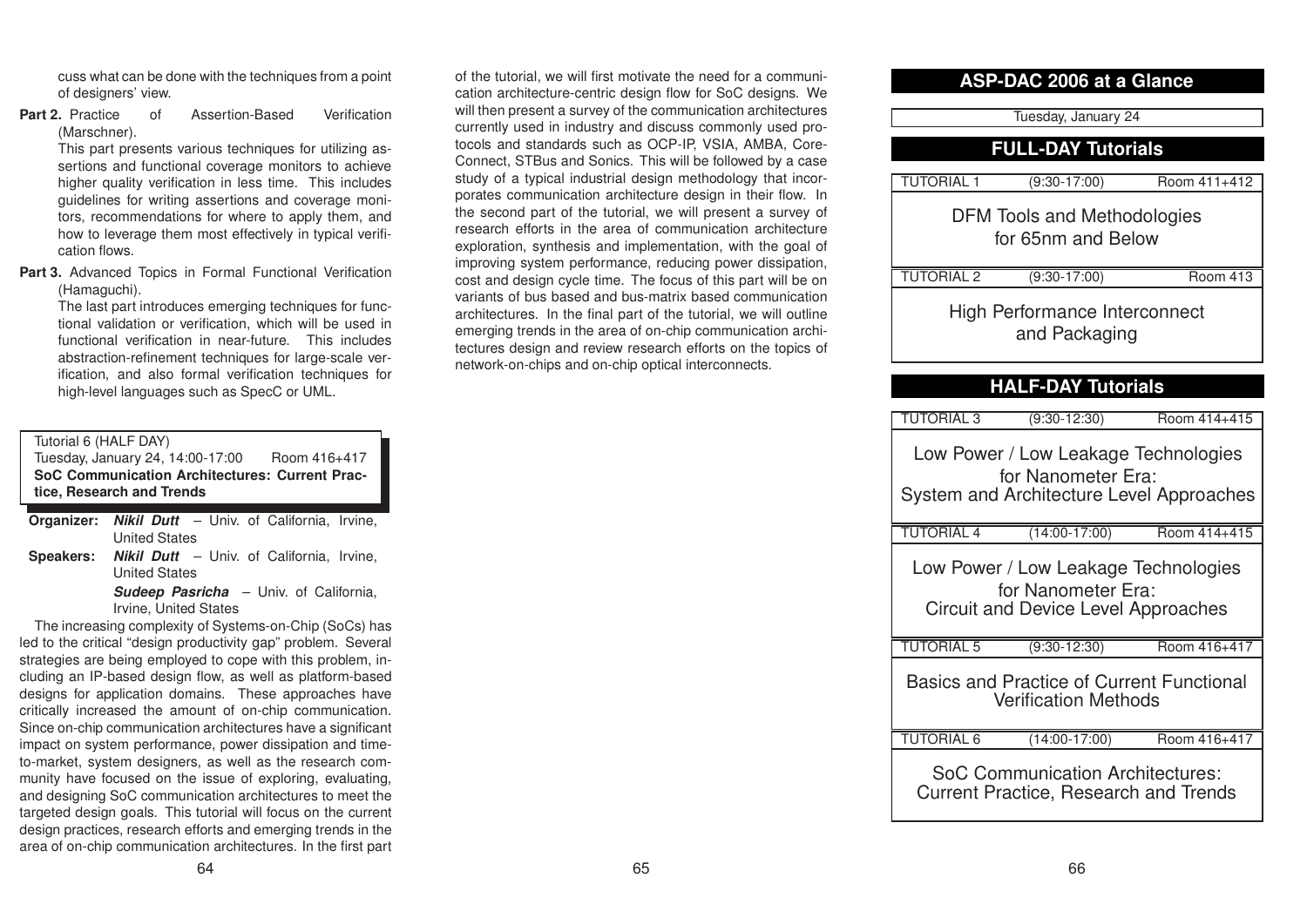cuss what can be done with the techniques from a point of designers' view.

**Part 2.** Practice of Assertion-Based Verification (Marschner).

This part presents various techniques for utilizing assertions and functional coverage monitors to achieve higher quality verification in less time. This includes guidelines for writing assertions and coverage monitors, recommendations for where to apply them, and how to leverage them most effectively in typical verification flows.

**Part 3.** Advanced Topics in Formal Functional Verification (Hamaguchi).

The last part introduces emerging techniques for functional validation or verification, which will be used in functional verification in near-future. This includes abstraction-refinement techniques for large-scale verification, and also formal verification techniques for high-level languages such as SpecC or UML.

Tutorial 6 (HALF DAY)
Tuesday, January 24, 14:00-17:00 Room 416+417
**SoC Communication Architectures: Current Practice, Research and Trends**

**Organizer:** ***Nikil Dutt*** – Univ. of California, Irvine, United States

**Speakers:** ***Nikil Dutt*** – Univ. of California, Irvine, United States
***Sudeep Pasricha*** – Univ. of California, Irvine, United States

The increasing complexity of Systems-on-Chip (SoCs) has led to the critical "design productivity gap" problem. Several strategies are being employed to cope with this problem, including an IP-based design flow, as well as platform-based designs for application domains. These approaches have critically increased the amount of on-chip communication. Since on-chip communication architectures have a significant impact on system performance, power dissipation and time-to-market, system designers, as well as the research community have focused on the issue of exploring, evaluating, and designing SoC communication architectures to meet the targeted design goals. This tutorial will focus on the current design practices, research efforts and emerging trends in the area of on-chip communication architectures. In the first part of the tutorial, we will first motivate the need for a communication architecture-centric design flow for SoC designs. We will then present a survey of the communication architectures currently used in industry and discuss commonly used protocols and standards such as OCP-IP, VSIA, AMBA, Core-Connect, STBus and Sonics. This will be followed by a case study of a typical industrial design methodology that incorporates communication architecture design in their flow. In the second part of the tutorial, we will present a survey of research efforts in the area of communication architecture exploration, synthesis and implementation, with the goal of improving system performance, reducing power dissipation, cost and design cycle time. The focus of this part will be on variants of bus based and bus-matrix based communication architectures. In the final part of the tutorial, we will outline emerging trends in the area of on-chip communication architectures design and review research efforts on the topics of network-on-chips and on-chip optical interconnects.

## ASP-DAC 2006 at a Glance

Tuesday, January 24

### FULL-DAY Tutorials

| TUTORIAL 1 | (9:30-17:00) | Room 411+412 |
|---|---|---|
| DFM Tools and Methodologies for 65nm and Below | | |

| TUTORIAL 2 | (9:30-17:00) | Room 413 |
|---|---|---|
| High Performance Interconnect and Packaging | | |

### HALF-DAY Tutorials

| TUTORIAL 3 | (9:30-12:30) | Room 414+415 |
|---|---|---|
| Low Power / Low Leakage Technologies for Nanometer Era: System and Architecture Level Approaches | | |

| TUTORIAL 4 | (14:00-17:00) | Room 414+415 |
|---|---|---|
| Low Power / Low Leakage Technologies for Nanometer Era: Circuit and Device Level Approaches | | |

| TUTORIAL 5 | (9:30-12:30) | Room 416+417 |
|---|---|---|
| Basics and Practice of Current Functional Verification Methods | | |

| TUTORIAL 6 | (14:00-17:00) | Room 416+417 |
|---|---|---|
| SoC Communication Architectures: Current Practice, Research and Trends | | |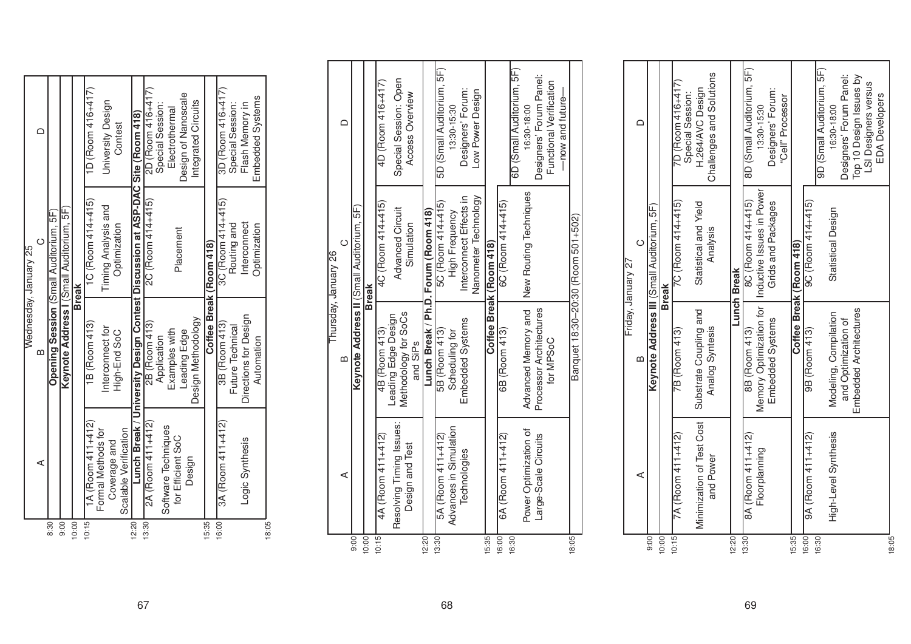## Wednesday, January 25

| Time | A | B | C | D |
|---|---|---|---|---|
| 8:30 | **Opening Session** (Small Auditorium, 5F) | | | |
| 9:00 | **Keynote Address I** (Small Auditorium, 5F) | | | |
| 10:00 | **Break** | | | |
| 10:15 | 1A (Room 411+412) Formal Methods for Coverage and Scalable Verification | 1B (Room 413) Interconnect for High-End SoC | 1C (Room 414+415) Timing Analysis and Optimization | 1D (Room 416+417) University Design Contest |
| 12:20 | **Lunch Break / University Design Contest Discussion at ASP-DAC Site (Room 418)** | | | |
| 13:30 | 2A (Room 411+412) Software Techniques for Efficient SoC Design | 2B (Room 413) Application Examples with Leading Edge Design Methodology | 2C (Room 414+415) Placement | 2D (Room 416+417) Special Session: Electrothermal Design of Nanoscale Integrated Circuits |
| 15:35 | **Coffee Break (Room 418)** | | | |
| 16:00 | 3A (Room 411+412) Logic Synthesis | 3B (Room 413) Future Technical Directions for Design Automation | 3C (Room 414+415) Routing and Interconnect Optimization | 3D (Room 416+417) Special Session: Flash Memory in Embedded Systems |
| 18:05 | | | | |

## Thursday, January 26

| Time | A | B | C | D |
|---|---|---|---|---|
| 9:00 | **Keynote Address II** (Small Auditorium, 5F) | | | |
| 10:00 | **Break** | | | |
| 10:15 | 4A (Room 411+412) Resolving Timing Issues: Design and Test | 4B (Room 413) Leading Edge Design Methodology for SoCs and SiPs | 4C (Room 414+415) Advanced Circuit Simulation | 4D (Room 416+417) Special Session: Open Access Overview |
| 12:20 | **Lunch Break / Ph.D. Forum (Room 418)** | | | |
| 13:30 | 5A (Room 411+412) Advances in Simulation Technologies | 5B (Room 413) Scheduling for Embedded Systems | 5C (Room 414+415) High Frequency Interconnect Effects in Nanometer Technology | 5D (Small Auditorium, 5F) 13:30-15:30 Designers' Forum: Low Power Design |
| 15:35 | **Coffee Break (Room 418)** | | | |
| 16:00 | 6A (Room 411+412) Power Optimization of Large-Scale Circuits | 6B (Room 413) Advanced Memory and Processor Architectures for MPSoC | 6C (Room 414+415) New Routing Techniques | 6D (Small Auditorium, 5F) 16:30-18:00 Designers' Forum Panel: Functional Verification —now and future— |
| 18:05 | Banquet 18:30–20:30 (Room 501+502) | | | |

## Friday, January 27

| Time | A | B | C | D |
|---|---|---|---|---|
| 9:00 | **Keynote Address III** (Small Auditorium, 5F) | | | |
| 10:00 | **Break** | | | |
| 10:15 | 7A (Room 411+412) Minimization of Test Cost and Power | 7B (Room 413) Substrate Coupling and Analog Syntesis | 7C (Room 414+415) Statistical and Yield Analysis | 7D (Room 416+417) Special Session: H.264/AVC Design Challenges and Solutions |
| 12:20 | **Lunch Break** | | | |
| 13:30 | 8A (Room 411+412) Floorplanning | 8B (Room 413) Memory Optimization for Embedded Systems | 8C (Room 414+415) Inductive Issues in Power Grids and Packages | 8D (Small Auditorium, 5F) 13:30-15:30 Designers' Forum: "Cell" Processor |
| 15:35 | **Coffee Break (Room 418)** | | | |
| 16:00 | 9A (Room 411+412) High-Level Synthesis | 9B (Room 413) Modeling, Compilation and Optimization of Embedded Architectures | 9C (Room 414+415) Statistical Design | 9D (Small Auditorium, 5F) 16:30-18:00 Designers' Forum Panel: Top 10 Design Issues by LSI Designers versus EDA Developers |
| 18:05 | | | | |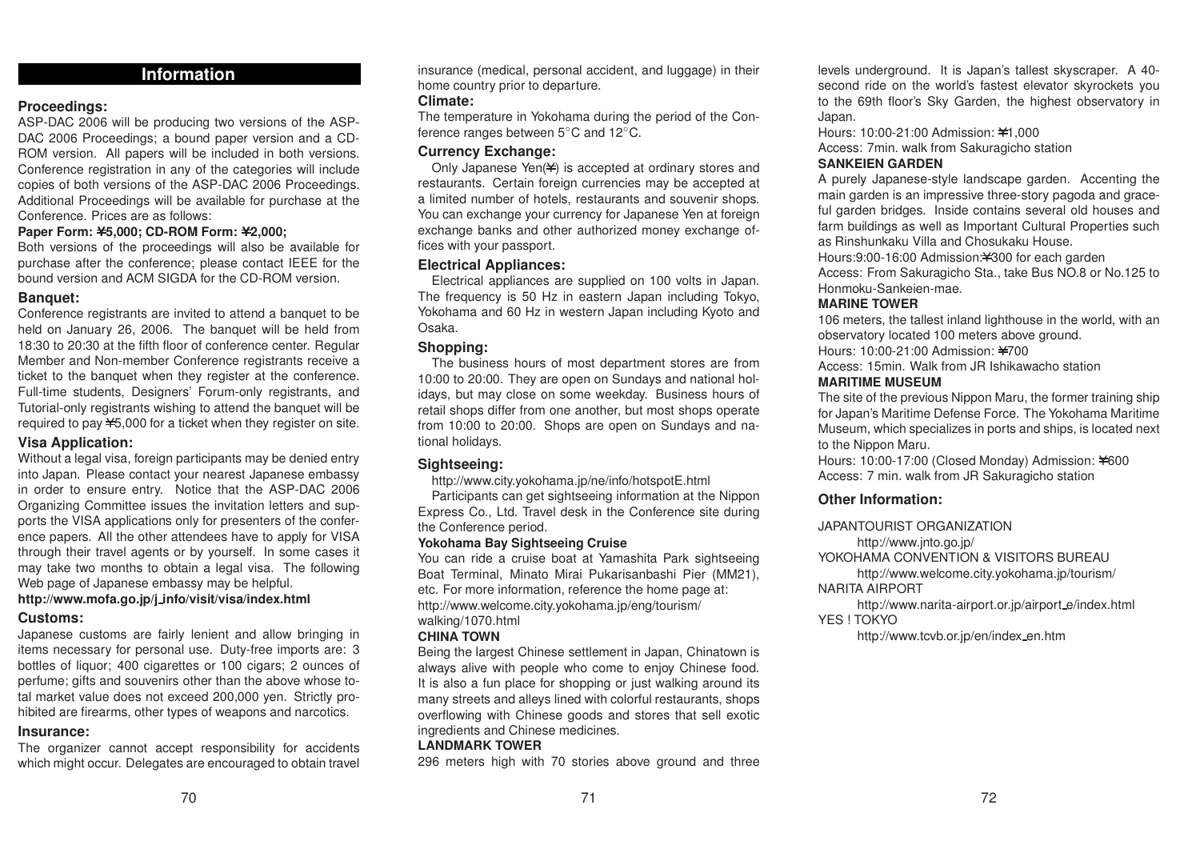# Information

### Proceedings:

ASP-DAC 2006 will be producing two versions of the ASP-DAC 2006 Proceedings; a bound paper version and a CD-ROM version. All papers will be included in both versions. Conference registration in any of the categories will include copies of both versions of the ASP-DAC 2006 Proceedings. Additional Proceedings will be available for purchase at the Conference. Prices are as follows:

**Paper Form: ¥5,000; CD-ROM Form: ¥2,000;**

Both versions of the proceedings will also be available for purchase after the conference; please contact IEEE for the bound version and ACM SIGDA for the CD-ROM version.

### Banquet:

Conference registrants are invited to attend a banquet to be held on January 26, 2006. The banquet will be held from 18:30 to 20:30 at the fifth floor of conference center. Regular Member and Non-member Conference registrants receive a ticket to the banquet when they register at the conference. Full-time students, Designers' Forum-only registrants, and Tutorial-only registrants wishing to attend the banquet will be required to pay ¥5,000 for a ticket when they register on site.

### Visa Application:

Without a legal visa, foreign participants may be denied entry into Japan. Please contact your nearest Japanese embassy in order to ensure entry. Notice that the ASP-DAC 2006 Organizing Committee issues the invitation letters and supports the VISA applications only for presenters of the conference papers. All the other attendees have to apply for VISA through their travel agents or by yourself. In some cases it may take two months to obtain a legal visa. The following Web page of Japanese embassy may be helpful.

**http://www.mofa.go.jp/j_info/visit/visa/index.html**

### Customs:

Japanese customs are fairly lenient and allow bringing in items necessary for personal use. Duty-free imports are: 3 bottles of liquor; 400 cigarettes or 100 cigars; 2 ounces of perfume; gifts and souvenirs other than the above whose total market value does not exceed 200,000 yen. Strictly prohibited are firearms, other types of weapons and narcotics.

### Insurance:

The organizer cannot accept responsibility for accidents which might occur. Delegates are encouraged to obtain travel insurance (medical, personal accident, and luggage) in their home country prior to departure.

### Climate:

The temperature in Yokohama during the period of the Conference ranges between 5°C and 12°C.

### Currency Exchange:

Only Japanese Yen(¥) is accepted at ordinary stores and restaurants. Certain foreign currencies may be accepted at a limited number of hotels, restaurants and souvenir shops. You can exchange your currency for Japanese Yen at foreign exchange banks and other authorized money exchange offices with your passport.

### Electrical Appliances:

Electrical appliances are supplied on 100 volts in Japan. The frequency is 50 Hz in eastern Japan including Tokyo, Yokohama and 60 Hz in western Japan including Kyoto and Osaka.

### Shopping:

The business hours of most department stores are from 10:00 to 20:00. They are open on Sundays and national holidays, but may close on some weekday. Business hours of retail shops differ from one another, but most shops operate from 10:00 to 20:00. Shops are open on Sundays and national holidays.

### Sightseeing:

http://www.city.yokohama.jp/ne/info/hotspotE.html

Participants can get sightseeing information at the Nippon Express Co., Ltd. Travel desk in the Conference site during the Conference period.

**Yokohama Bay Sightseeing Cruise**

You can ride a cruise boat at Yamashita Park sightseeing Boat Terminal, Minato Mirai Pukarisanbashi Pier (MM21), etc. For more information, reference the home page at:
http://www.welcome.city.yokohama.jp/eng/tourism/walking/1070.html

**CHINA TOWN**

Being the largest Chinese settlement in Japan, Chinatown is always alive with people who come to enjoy Chinese food. It is also a fun place for shopping or just walking around its many streets and alleys lined with colorful restaurants, shops overflowing with Chinese goods and stores that sell exotic ingredients and Chinese medicines.

**LANDMARK TOWER**

296 meters high with 70 stories above ground and three levels underground. It is Japan's tallest skyscraper. A 40-second ride on the world's fastest elevator skyrockets you to the 69th floor's Sky Garden, the highest observatory in Japan.

Hours: 10:00-21:00 Admission: ¥1,000
Access: 7min. walk from Sakuragicho station

**SANKEIEN GARDEN**

A purely Japanese-style landscape garden. Accenting the main garden is an impressive three-story pagoda and graceful garden bridges. Inside contains several old houses and farm buildings as well as Important Cultural Properties such as Rinshunkaku Villa and Chosukaku House.

Hours:9:00-16:00 Admission:¥300 for each garden
Access: From Sakuragicho Sta., take Bus NO.8 or No.125 to Honmoku-Sankeien-mae.

**MARINE TOWER**

106 meters, the tallest inland lighthouse in the world, with an observatory located 100 meters above ground.

Hours: 10:00-21:00 Admission: ¥700
Access: 15min. Walk from JR Ishikawacho station

**MARITIME MUSEUM**

The site of the previous Nippon Maru, the former training ship for Japan's Maritime Defense Force. The Yokohama Maritime Museum, which specializes in ports and ships, is located next to the Nippon Maru.

Hours: 10:00-17:00 (Closed Monday) Admission: ¥600
Access: 7 min. walk from JR Sakuragicho station

### Other Information:

JAPANTOURIST ORGANIZATION
  http://www.jnto.go.jp/
YOKOHAMA CONVENTION & VISITORS BUREAU
  http://www.welcome.city.yokohama.jp/tourism/
NARITA AIRPORT
  http://www.narita-airport.or.jp/airport_e/index.html
YES ! TOKYO
  http://www.tcvb.or.jp/en/index_en.htm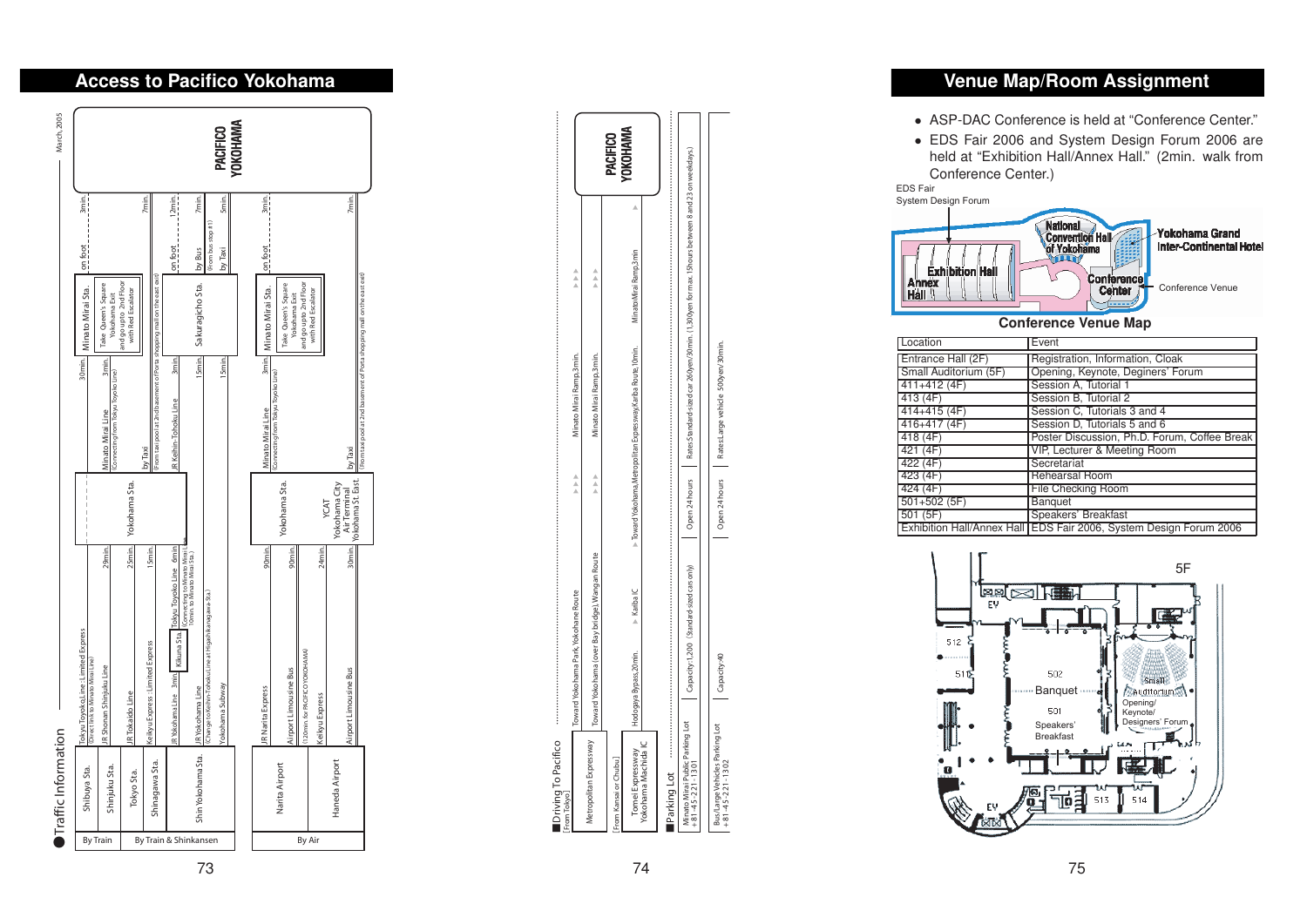## Access to Pacifico Yokohama

March, 2005

### Traffic Information

**By Train**

- Shibuya Sta. — Tokyu Toyoko Line : Limited Express (Direct link to Minato Mirai Line) — 30min. — Minato Mirai Sta. — Take Queen's Square Yokohama Exit and go up to 2nd Floor with Red Escalator — on foot 3min. — PACIFICO YOKOHAMA

**By Train & Shinkansen**

- Shinjuku Sta. — JR Shonan Shinjuku Line — 29min. — Yokohama Sta. — Minato Mirai Line (Connecting from Tokyu Toyoko Line) — 3min. — Minato Mirai Sta. — on foot 3min.
- Tokyo Sta. — JR Tokaido Line — 25min. — Yokohama Sta. — by Taxi (From taxi pool at 2nd basement of Porta shopping mall on the east exit) — 7min.
- Shinagawa Sta. — Keikyu Express : Limited Express — 15min. — Yokohama Sta.
- Shin Yokohama Sta. — JR Yokohama Line 3min. — Kikuna Sta. — Tokyu Toyoko Line 6min. (Connecting to Minato Mirai Line) (Direct to Minato Mirai Sta.)
- Shin Yokohama Sta. — JR Yokohama Line (Change to Keihin-Tohoku Line at Higashikanagawa Sta.) — 15min. — Sakuragicho Sta. (JR Keihin-Tohoku Line 3min.) — on foot 12min. / by Bus (From bus stop #1) 7min. / by Taxi 5min.
- Shin Yokohama Sta. — Yokohama Subway — 15min. — Sakuragicho Sta.

**By Air**

- Narita Airport — JR Narita Express — 90min. — Yokohama Sta. — Minato Mirai Line (Connecting from Tokyu Toyoko Line) — 3min. — Minato Mirai Sta. — Take Queen's Square Yokohama Exit and go up to 2nd Floor with Red Escalator — on foot 3min.
- Narita Airport — Airport Limousine Bus (120min. for PACIFICO YOKOHAMA) — 90min. — Yokohama Sta.
- Haneda Airport — Keikyu Express — 24min. — Yokohama Sta.
- Haneda Airport — Airport Limousine Bus — 30min. — YCAT Yokohama City Air Terminal Yokohama St. East — by Taxi (From taxi pool at 2nd basement of Porta shopping mall on the east exit) — 7min.

### Driving To Pacifico

[From Tokyo]

- Metropolitan Expressway — Toward Yokohama Park, Yokohama Route — Minato Mirai Ramp, 3min.
- Metropolitan Expressway — Toward Yokohama (over Bay bridge), Wangan Route — Minato Mirai Ramp, 3min.

[From Kansai or Chubu]

- Tomei Expressway Yokohama Machida IC — Hodogaya Bypass, 20min. — Kariba IC — Toward Yokohama, Metropolitan Expressway, Kariba Route, 10min. — Minato Mirai Ramp, 3min.

### Parking Lot

| Parking Lot | Capacity | Hours | Rates |
|---|---|---|---|
| Minato Mirai Public Parking Lot +81-45-221-1301 | Capacity: 1,200 (Standard-sized cars only) | Open 24 hours | Rates: Standard-sized car 260yen/30min. (1,300yen for max. 15hours between 8 and 23 on weekdays.) |
| Bus/Large Vehicles Parking Lot +81-45-221-1302 | Capacity: 40 | Open 24 hours | Rates: Large vehicle 500yen/30min. |

## Venue Map/Room Assignment

- ASP-DAC Conference is held at "Conference Center."
- EDS Fair 2006 and System Design Forum 2006 are held at "Exhibition Hall/Annex Hall." (2min. walk from Conference Center.)

EDS Fair
System Design Forum

National Convention Hall of Yokohama
Yokohama Grand Inter-Continental Hotel
Exhibition Hall
Annex Hall
Conference Center
Conference Venue

**Conference Venue Map**

| Location | Event |
|---|---|
| Entrance Hall (2F) | Registration, Information, Cloak |
| Small Auditorium (5F) | Opening, Keynote, Deginers' Forum |
| 411+412 (4F) | Session A, Tutorial 1 |
| 413 (4F) | Session B, Tutorial 2 |
| 414+415 (4F) | Session C, Tutorials 3 and 4 |
| 416+417 (4F) | Session D, Tutorials 5 and 6 |
| 418 (4F) | Poster Discussion, Ph.D. Forum, Coffee Break |
| 421 (4F) | VIP, Lecturer & Meeting Room |
| 422 (4F) | Secretariat |
| 423 (4F) | Rehearsal Room |
| 424 (4F) | File Checking Room |
| 501+502 (5F) | Banquet |
| 501 (5F) | Speakers' Breakfast |
| Exhibition Hall/Annex Hall | EDS Fair 2006, System Design Forum 2006 |

5F

EV, 512, 511, 502 Banquet, 501 Speakers' Breakfast, Small Auditorium Opening/ Keynote/ Designers' Forum, 513, 514, EV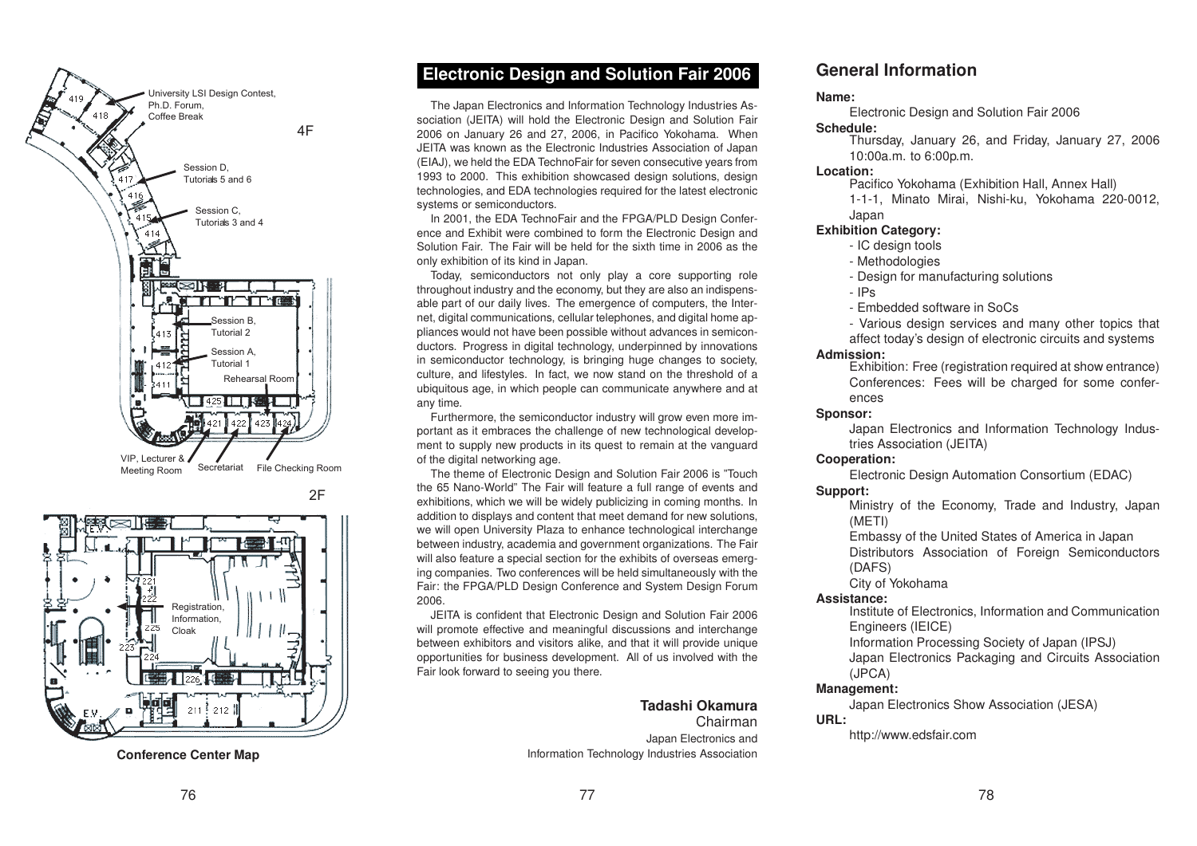University LSI Design Contest, Ph.D. Forum, Coffee Break

4F

Session D, Tutorials 5 and 6

Session C, Tutorials 3 and 4

Session B, Tutorial 2

Session A, Tutorial 1

Rehearsal Room

VIP, Lecturer & Meeting Room

Secretariat

File Checking Room

2F

Registration, Information, Cloak

**Conference Center Map**

## Electronic Design and Solution Fair 2006

The Japan Electronics and Information Technology Industries Association (JEITA) will hold the Electronic Design and Solution Fair 2006 on January 26 and 27, 2006, in Pacifico Yokohama. When JEITA was known as the Electronic Industries Association of Japan (EIAJ), we held the EDA TechnoFair for seven consecutive years from 1993 to 2000. This exhibition showcased design solutions, design technologies, and EDA technologies required for the latest electronic systems or semiconductors.

In 2001, the EDA TechnoFair and the FPGA/PLD Design Conference and Exhibit were combined to form the Electronic Design and Solution Fair. The Fair will be held for the sixth time in 2006 as the only exhibition of its kind in Japan.

Today, semiconductors not only play a core supporting role throughout industry and the economy, but they are also an indispensable part of our daily lives. The emergence of computers, the Internet, digital communications, cellular telephones, and digital home appliances would not have been possible without advances in semiconductors. Progress in digital technology, underpinned by innovations in semiconductor technology, is bringing huge changes to society, culture, and lifestyles. In fact, we now stand on the threshold of a ubiquitous age, in which people can communicate anywhere and at any time.

Furthermore, the semiconductor industry will grow even more important as it embraces the challenge of new technological development to supply new products in its quest to remain at the vanguard of the digital networking age.

The theme of Electronic Design and Solution Fair 2006 is "Touch the 65 Nano-World" The Fair will feature a full range of events and exhibitions, which we will be widely publicizing in coming months. In addition to displays and content that meet demand for new solutions, we will open University Plaza to enhance technological interchange between industry, academia and government organizations. The Fair will also feature a special section for the exhibits of overseas emerging companies. Two conferences will be held simultaneously with the Fair: the FPGA/PLD Design Conference and System Design Forum 2006.

JEITA is confident that Electronic Design and Solution Fair 2006 will promote effective and meaningful discussions and interchange between exhibitors and visitors alike, and that it will provide unique opportunities for business development. All of us involved with the Fair look forward to seeing you there.

**Tadashi Okamura**
Chairman
Japan Electronics and Information Technology Industries Association

## General Information

**Name:**
Electronic Design and Solution Fair 2006

**Schedule:**
Thursday, January 26, and Friday, January 27, 2006
10:00a.m. to 6:00p.m.

**Location:**
Pacifico Yokohama (Exhibition Hall, Annex Hall)
1-1-1, Minato Mirai, Nishi-ku, Yokohama 220-0012, Japan

**Exhibition Category:**
- IC design tools
- Methodologies
- Design for manufacturing solutions
- IPs
- Embedded software in SoCs
- Various design services and many other topics that affect today's design of electronic circuits and systems

**Admission:**
Exhibition: Free (registration required at show entrance)
Conferences: Fees will be charged for some conferences

**Sponsor:**
Japan Electronics and Information Technology Industries Association (JEITA)

**Cooperation:**
Electronic Design Automation Consortium (EDAC)

**Support:**
Ministry of the Economy, Trade and Industry, Japan (METI)
Embassy of the United States of America in Japan
Distributors Association of Foreign Semiconductors (DAFS)
City of Yokohama

**Assistance:**
Institute of Electronics, Information and Communication Engineers (IEICE)
Information Processing Society of Japan (IPSJ)
Japan Electronics Packaging and Circuits Association (JPCA)

**Management:**
Japan Electronics Show Association (JESA)

**URL:**
http://www.edsfair.com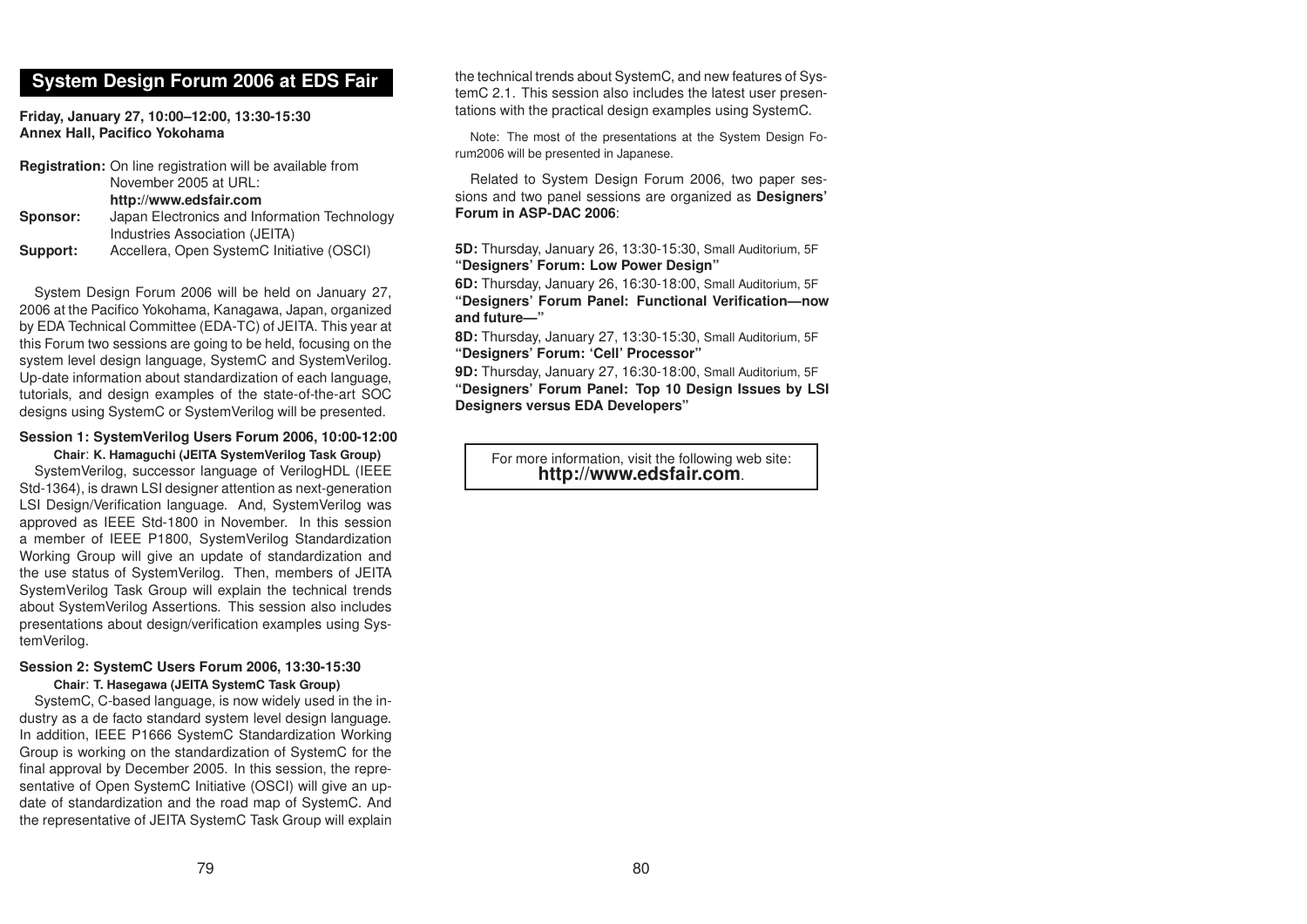## System Design Forum 2006 at EDS Fair

**Friday, January 27, 10:00–12:00, 13:30-15:30**
**Annex Hall, Pacifico Yokohama**

**Registration:** On line registration will be available from November 2005 at URL: **http://www.edsfair.com**
**Sponsor:** Japan Electronics and Information Technology Industries Association (JEITA)
**Support:** Accellera, Open SystemC Initiative (OSCI)

System Design Forum 2006 will be held on January 27, 2006 at the Pacifico Yokohama, Kanagawa, Japan, organized by EDA Technical Committee (EDA-TC) of JEITA. This year at this Forum two sessions are going to be held, focusing on the system level design language, SystemC and SystemVerilog. Up-date information about standardization of each language, tutorials, and design examples of the state-of-the-art SOC designs using SystemC or SystemVerilog will be presented.

**Session 1: SystemVerilog Users Forum 2006, 10:00-12:00**
**Chair**: **K. Hamaguchi (JEITA SystemVerilog Task Group)**

SystemVerilog, successor language of VerilogHDL (IEEE Std-1364), is drawn LSI designer attention as next-generation LSI Design/Verification language. And, SystemVerilog was approved as IEEE Std-1800 in November. In this session a member of IEEE P1800, SystemVerilog Standardization Working Group will give an update of standardization and the use status of SystemVerilog. Then, members of JEITA SystemVerilog Task Group will explain the technical trends about SystemVerilog Assertions. This session also includes presentations about design/verification examples using SystemVerilog.

**Session 2: SystemC Users Forum 2006, 13:30-15:30**
**Chair**: **T. Hasegawa (JEITA SystemC Task Group)**

SystemC, C-based language, is now widely used in the industry as a de facto standard system level design language. In addition, IEEE P1666 SystemC Standardization Working Group is working on the standardization of SystemC for the final approval by December 2005. In this session, the representative of Open SystemC Initiative (OSCI) will give an update of standardization and the road map of SystemC. And the representative of JEITA SystemC Task Group will explain the technical trends about SystemC, and new features of SystemC 2.1. This session also includes the latest user presentations with the practical design examples using SystemC.

Note: The most of the presentations at the System Design Forum2006 will be presented in Japanese.

Related to System Design Forum 2006, two paper sessions and two panel sessions are organized as **Designers' Forum in ASP-DAC 2006**:

**5D:** Thursday, January 26, 13:30-15:30, Small Auditorium, 5F
**"Designers' Forum: Low Power Design"**

**6D:** Thursday, January 26, 16:30-18:00, Small Auditorium, 5F
**"Designers' Forum Panel: Functional Verification—now and future—"**

**8D:** Thursday, January 27, 13:30-15:30, Small Auditorium, 5F
**"Designers' Forum: 'Cell' Processor"**

**9D:** Thursday, January 27, 16:30-18:00, Small Auditorium, 5F
**"Designers' Forum Panel: Top 10 Design Issues by LSI Designers versus EDA Developers"**

For more information, visit the following web site:
**http://www.edsfair.com**.